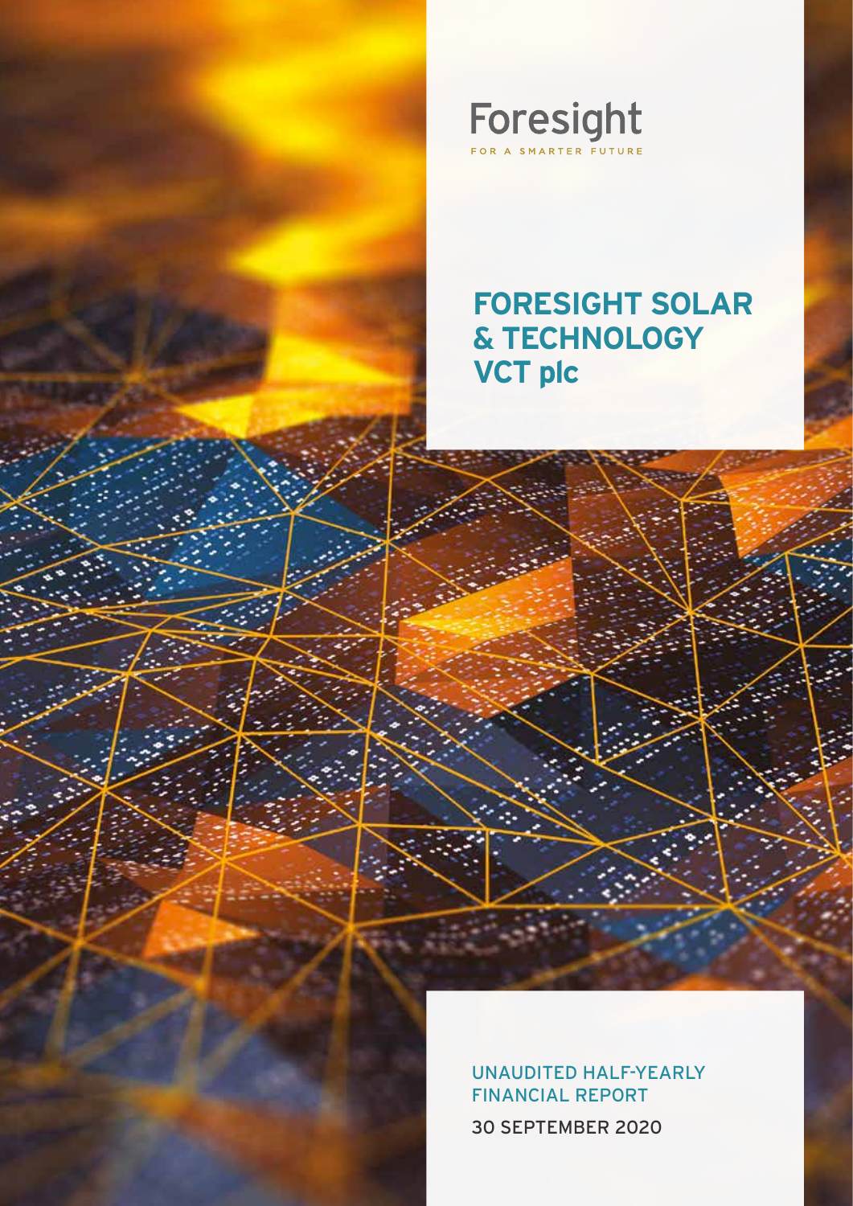Foresight

FOR A SMARTER FUTURE

# FORESIGHT SOLAR & TECHNOLOGY VCT plc

UNAUDITED HALF-YEARLY FINANCIAL REPORT

30 SEPTEMBER 2020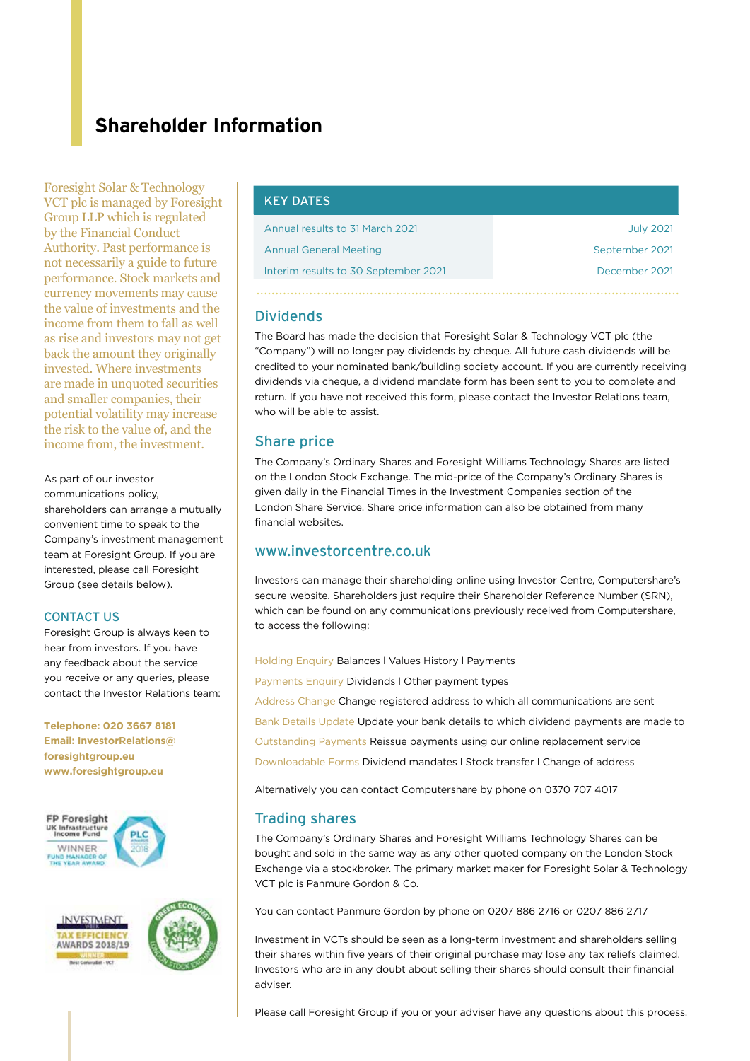# Shareholder Information

Foresight Solar & Technology VCT plc is managed by Foresight Group LLP which is regulated by the Financial Conduct Authority. Past performance is not necessarily a guide to future performance. Stock markets and currency movements may cause the value of investments and the income from them to fall as well as rise and investors may not get back the amount they originally invested. Where investments are made in unquoted securities and smaller companies, their potential volatility may increase the risk to the value of, and the income from, the investment.

As part of our investor communications policy, shareholders can arrange a mutually convenient time to speak to the Company's investment management team at Foresight Group. If you are interested, please call Foresight Group (see details below).

## CONTACT US

Foresight Group is always keen to hear from investors. If you have any feedback about the service you receive or any queries, please contact the Investor Relations team:

**Telephone: 020 3667 8181**
**Email: InvestorRelations@foresightgroup.eu**
**www.foresightgroup.eu**

FP Foresight UK Infrastructure Income Fund — WINNER FUND MANAGER OF THE YEAR AWARD — PLC Awards 2018

Investment Week Tax Efficiency Awards 2018/19 — Winner — Best Generalist - VCT

Green Economy — London Stock Exchange

| KEY DATES | |
|---|---|
| Annual results to 31 March 2021 | July 2021 |
| Annual General Meeting | September 2021 |
| Interim results to 30 September 2021 | December 2021 |

## Dividends

The Board has made the decision that Foresight Solar & Technology VCT plc (the "Company") will no longer pay dividends by cheque. All future cash dividends will be credited to your nominated bank/building society account. If you are currently receiving dividends via cheque, a dividend mandate form has been sent to you to complete and return. If you have not received this form, please contact the Investor Relations team, who will be able to assist.

## Share price

The Company's Ordinary Shares and Foresight Williams Technology Shares are listed on the London Stock Exchange. The mid-price of the Company's Ordinary Shares is given daily in the Financial Times in the Investment Companies section of the London Share Service. Share price information can also be obtained from many financial websites.

## www.investorcentre.co.uk

Investors can manage their shareholding online using Investor Centre, Computershare's secure website. Shareholders just require their Shareholder Reference Number (SRN), which can be found on any communications previously received from Computershare, to access the following:

Holding Enquiry Balances I Values History I Payments

Payments Enquiry Dividends I Other payment types

Address Change Change registered address to which all communications are sent

Bank Details Update Update your bank details to which dividend payments are made to

Outstanding Payments Reissue payments using our online replacement service

Downloadable Forms Dividend mandates I Stock transfer I Change of address

Alternatively you can contact Computershare by phone on 0370 707 4017

## Trading shares

The Company's Ordinary Shares and Foresight Williams Technology Shares can be bought and sold in the same way as any other quoted company on the London Stock Exchange via a stockbroker. The primary market maker for Foresight Solar & Technology VCT plc is Panmure Gordon & Co.

You can contact Panmure Gordon by phone on 0207 886 2716 or 0207 886 2717

Investment in VCTs should be seen as a long-term investment and shareholders selling their shares within five years of their original purchase may lose any tax reliefs claimed. Investors who are in any doubt about selling their shares should consult their financial adviser.

Please call Foresight Group if you or your adviser have any questions about this process.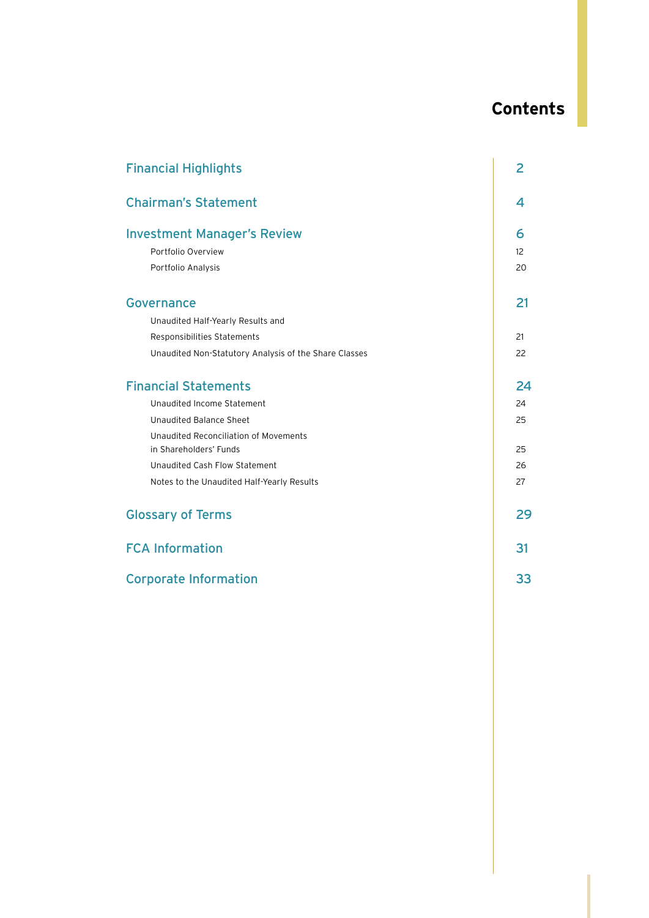# Contents

| | |
|---|---|
| **Financial Highlights** | **2** |
| **Chairman's Statement** | **4** |
| **Investment Manager's Review** | **6** |
| Portfolio Overview | 12 |
| Portfolio Analysis | 20 |
| **Governance** | **21** |
| Unaudited Half-Yearly Results and Responsibilities Statements | 21 |
| Unaudited Non-Statutory Analysis of the Share Classes | 22 |
| **Financial Statements** | **24** |
| Unaudited Income Statement | 24 |
| Unaudited Balance Sheet | 25 |
| Unaudited Reconciliation of Movements in Shareholders' Funds | 25 |
| Unaudited Cash Flow Statement | 26 |
| Notes to the Unaudited Half-Yearly Results | 27 |
| **Glossary of Terms** | **29** |
| **FCA Information** | **31** |
| **Corporate Information** | **33** |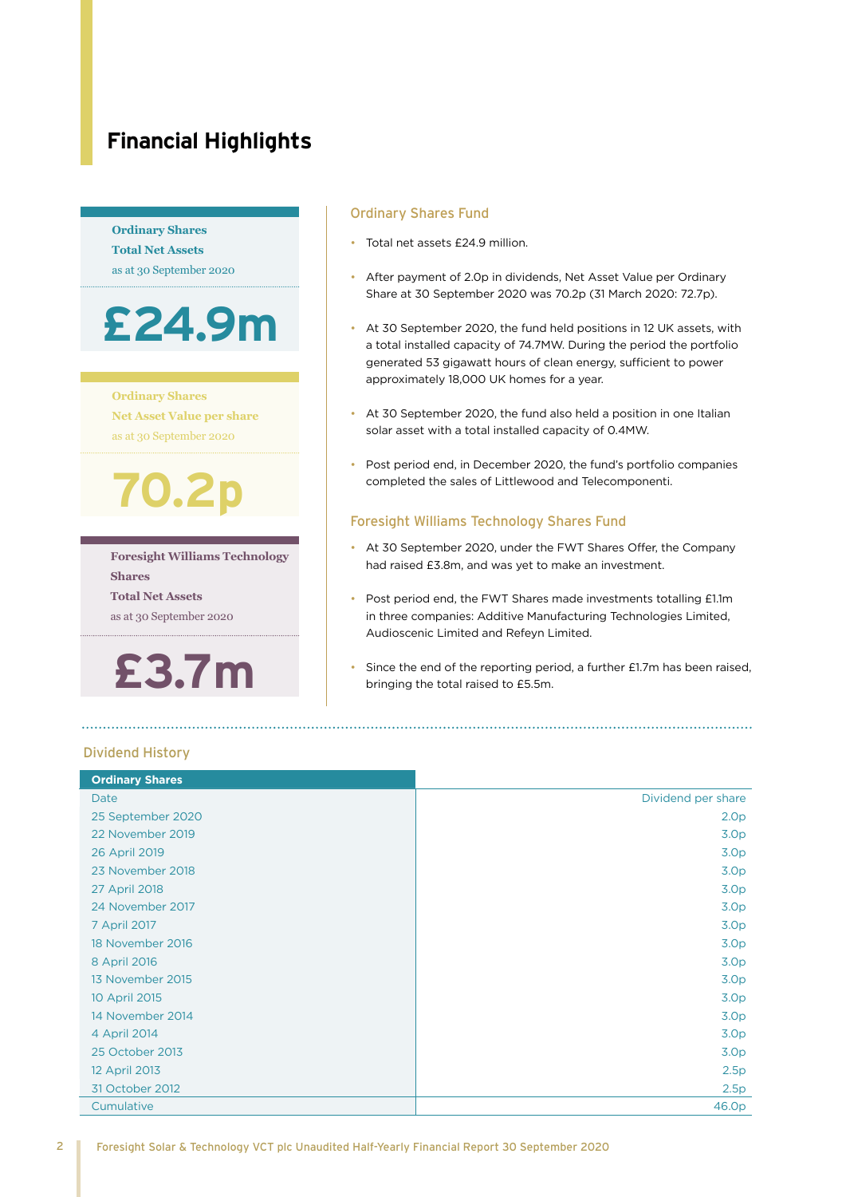# Financial Highlights

**Ordinary Shares**
**Total Net Assets**
as at 30 September 2020

**£24.9m**

**Ordinary Shares**
**Net Asset Value per share**
as at 30 September 2020

**70.2p**

**Foresight Williams Technology Shares**
**Total Net Assets**
as at 30 September 2020

**£3.7m**

## Ordinary Shares Fund

- Total net assets £24.9 million.
- After payment of 2.0p in dividends, Net Asset Value per Ordinary Share at 30 September 2020 was 70.2p (31 March 2020: 72.7p).
- At 30 September 2020, the fund held positions in 12 UK assets, with a total installed capacity of 74.7MW. During the period the portfolio generated 53 gigawatt hours of clean energy, sufficient to power approximately 18,000 UK homes for a year.
- At 30 September 2020, the fund also held a position in one Italian solar asset with a total installed capacity of 0.4MW.
- Post period end, in December 2020, the fund's portfolio companies completed the sales of Littlewood and Telecomponenti.

## Foresight Williams Technology Shares Fund

- At 30 September 2020, under the FWT Shares Offer, the Company had raised £3.8m, and was yet to make an investment.
- Post period end, the FWT Shares made investments totalling £1.1m in three companies: Additive Manufacturing Technologies Limited, Audioscenic Limited and Refeyn Limited.
- Since the end of the reporting period, a further £1.7m has been raised, bringing the total raised to £5.5m.

## Dividend History

| Ordinary Shares | |
|---|---|
| Date | Dividend per share |
| 25 September 2020 | 2.0p |
| 22 November 2019 | 3.0p |
| 26 April 2019 | 3.0p |
| 23 November 2018 | 3.0p |
| 27 April 2018 | 3.0p |
| 24 November 2017 | 3.0p |
| 7 April 2017 | 3.0p |
| 18 November 2016 | 3.0p |
| 8 April 2016 | 3.0p |
| 13 November 2015 | 3.0p |
| 10 April 2015 | 3.0p |
| 14 November 2014 | 3.0p |
| 4 April 2014 | 3.0p |
| 25 October 2013 | 3.0p |
| 12 April 2013 | 2.5p |
| 31 October 2012 | 2.5p |
| Cumulative | 46.0p |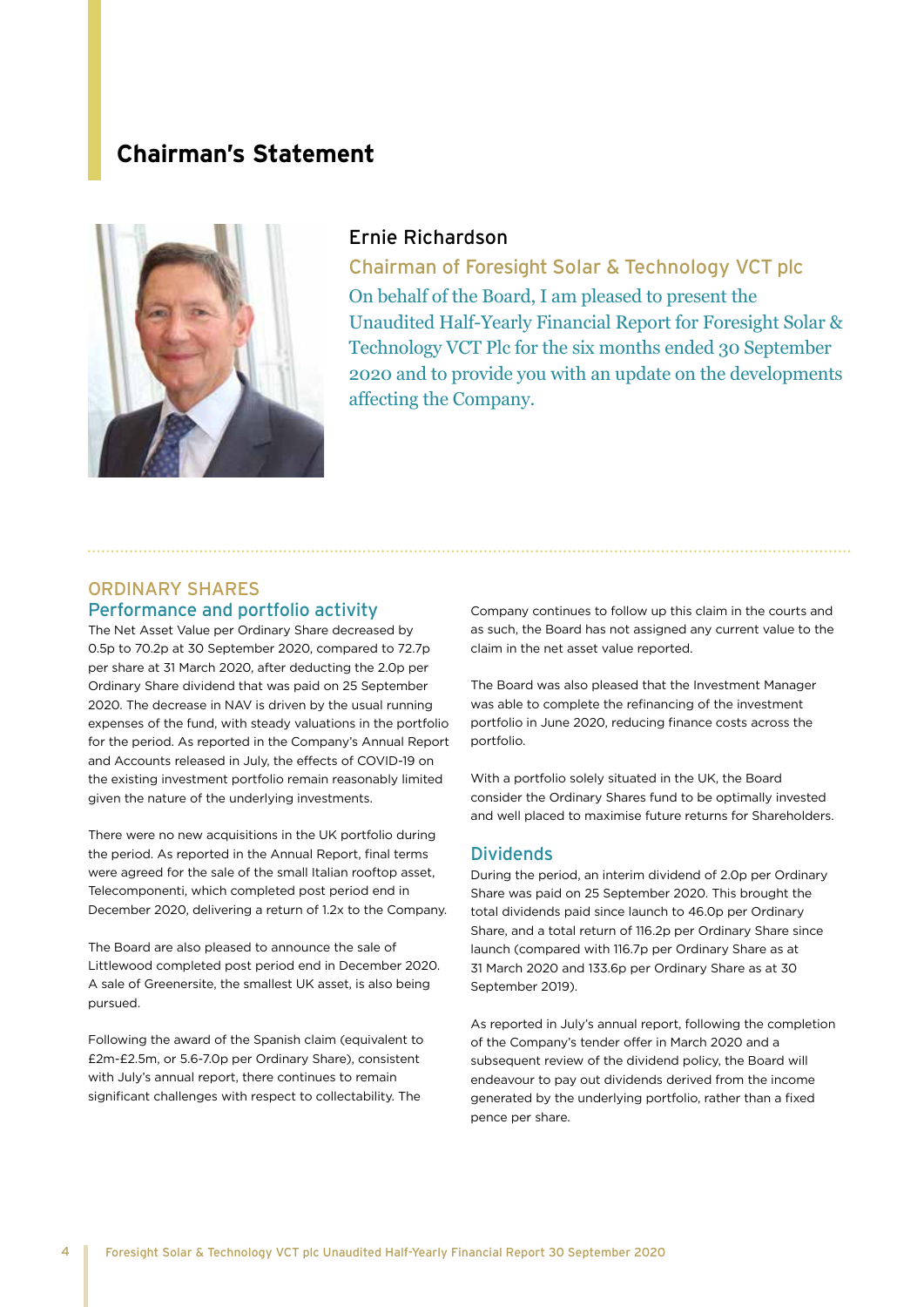# Chairman's Statement

## Ernie Richardson

### Chairman of Foresight Solar & Technology VCT plc

On behalf of the Board, I am pleased to present the Unaudited Half-Yearly Financial Report for Foresight Solar & Technology VCT Plc for the six months ended 30 September 2020 and to provide you with an update on the developments affecting the Company.

## ORDINARY SHARES

### Performance and portfolio activity

The Net Asset Value per Ordinary Share decreased by 0.5p to 70.2p at 30 September 2020, compared to 72.7p per share at 31 March 2020, after deducting the 2.0p per Ordinary Share dividend that was paid on 25 September 2020. The decrease in NAV is driven by the usual running expenses of the fund, with steady valuations in the portfolio for the period. As reported in the Company's Annual Report and Accounts released in July, the effects of COVID-19 on the existing investment portfolio remain reasonably limited given the nature of the underlying investments.

There were no new acquisitions in the UK portfolio during the period. As reported in the Annual Report, final terms were agreed for the sale of the small Italian rooftop asset, Telecomponenti, which completed post period end in December 2020, delivering a return of 1.2x to the Company.

The Board are also pleased to announce the sale of Littlewood completed post period end in December 2020. A sale of Greenersite, the smallest UK asset, is also being pursued.

Following the award of the Spanish claim (equivalent to £2m-£2.5m, or 5.6-7.0p per Ordinary Share), consistent with July's annual report, there continues to remain significant challenges with respect to collectability. The Company continues to follow up this claim in the courts and as such, the Board has not assigned any current value to the claim in the net asset value reported.

The Board was also pleased that the Investment Manager was able to complete the refinancing of the investment portfolio in June 2020, reducing finance costs across the portfolio.

With a portfolio solely situated in the UK, the Board consider the Ordinary Shares fund to be optimally invested and well placed to maximise future returns for Shareholders.

### Dividends

During the period, an interim dividend of 2.0p per Ordinary Share was paid on 25 September 2020. This brought the total dividends paid since launch to 46.0p per Ordinary Share, and a total return of 116.2p per Ordinary Share since launch (compared with 116.7p per Ordinary Share as at 31 March 2020 and 133.6p per Ordinary Share as at 30 September 2019).

As reported in July's annual report, following the completion of the Company's tender offer in March 2020 and a subsequent review of the dividend policy, the Board will endeavour to pay out dividends derived from the income generated by the underlying portfolio, rather than a fixed pence per share.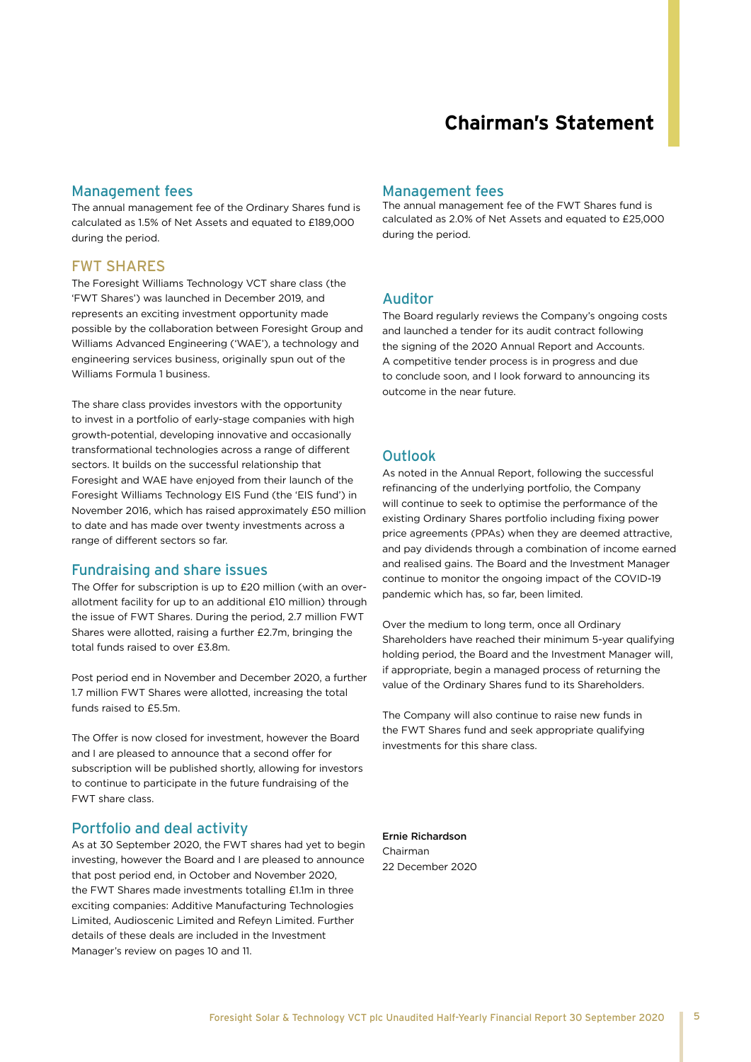# Chairman's Statement

## Management fees

The annual management fee of the Ordinary Shares fund is calculated as 1.5% of Net Assets and equated to £189,000 during the period.

## FWT SHARES

The Foresight Williams Technology VCT share class (the 'FWT Shares') was launched in December 2019, and represents an exciting investment opportunity made possible by the collaboration between Foresight Group and Williams Advanced Engineering ('WAE'), a technology and engineering services business, originally spun out of the Williams Formula 1 business.

The share class provides investors with the opportunity to invest in a portfolio of early-stage companies with high growth-potential, developing innovative and occasionally transformational technologies across a range of different sectors. It builds on the successful relationship that Foresight and WAE have enjoyed from their launch of the Foresight Williams Technology EIS Fund (the 'EIS fund') in November 2016, which has raised approximately £50 million to date and has made over twenty investments across a range of different sectors so far.

## Fundraising and share issues

The Offer for subscription is up to £20 million (with an over-allotment facility for up to an additional £10 million) through the issue of FWT Shares. During the period, 2.7 million FWT Shares were allotted, raising a further £2.7m, bringing the total funds raised to over £3.8m.

Post period end in November and December 2020, a further 1.7 million FWT Shares were allotted, increasing the total funds raised to £5.5m.

The Offer is now closed for investment, however the Board and I are pleased to announce that a second offer for subscription will be published shortly, allowing for investors to continue to participate in the future fundraising of the FWT share class.

## Portfolio and deal activity

As at 30 September 2020, the FWT shares had yet to begin investing, however the Board and I are pleased to announce that post period end, in October and November 2020, the FWT Shares made investments totalling £1.1m in three exciting companies: Additive Manufacturing Technologies Limited, Audioscenic Limited and Refeyn Limited. Further details of these deals are included in the Investment Manager's review on pages 10 and 11.

## Management fees

The annual management fee of the FWT Shares fund is calculated as 2.0% of Net Assets and equated to £25,000 during the period.

## Auditor

The Board regularly reviews the Company's ongoing costs and launched a tender for its audit contract following the signing of the 2020 Annual Report and Accounts. A competitive tender process is in progress and due to conclude soon, and I look forward to announcing its outcome in the near future.

## Outlook

As noted in the Annual Report, following the successful refinancing of the underlying portfolio, the Company will continue to seek to optimise the performance of the existing Ordinary Shares portfolio including fixing power price agreements (PPAs) when they are deemed attractive, and pay dividends through a combination of income earned and realised gains. The Board and the Investment Manager continue to monitor the ongoing impact of the COVID-19 pandemic which has, so far, been limited.

Over the medium to long term, once all Ordinary Shareholders have reached their minimum 5-year qualifying holding period, the Board and the Investment Manager will, if appropriate, begin a managed process of returning the value of the Ordinary Shares fund to its Shareholders.

The Company will also continue to raise new funds in the FWT Shares fund and seek appropriate qualifying investments for this share class.

**Ernie Richardson**
Chairman
22 December 2020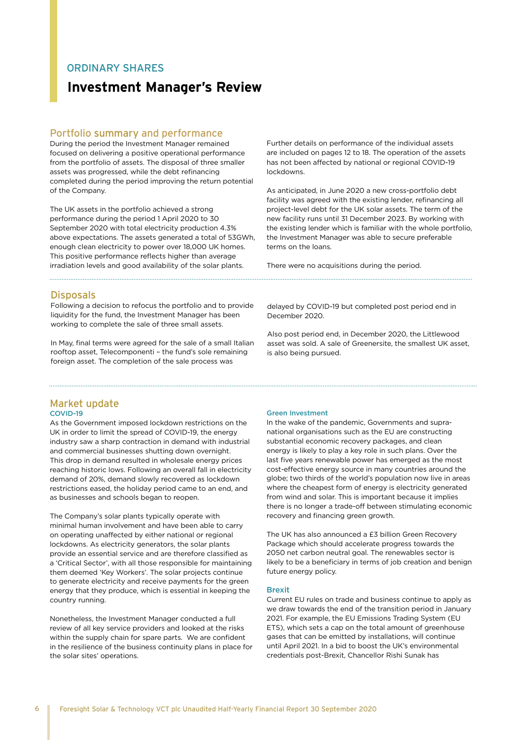ORDINARY SHARES

# Investment Manager's Review

## Portfolio summary and performance

During the period the Investment Manager remained focused on delivering a positive operational performance from the portfolio of assets. The disposal of three smaller assets was progressed, while the debt refinancing completed during the period improving the return potential of the Company.

The UK assets in the portfolio achieved a strong performance during the period 1 April 2020 to 30 September 2020 with total electricity production 4.3% above expectations. The assets generated a total of 53GWh, enough clean electricity to power over 18,000 UK homes. This positive performance reflects higher than average irradiation levels and good availability of the solar plants.

Further details on performance of the individual assets are included on pages 12 to 18. The operation of the assets has not been affected by national or regional COVID-19 lockdowns.

As anticipated, in June 2020 a new cross-portfolio debt facility was agreed with the existing lender, refinancing all project-level debt for the UK solar assets. The term of the new facility runs until 31 December 2023. By working with the existing lender which is familiar with the whole portfolio, the Investment Manager was able to secure preferable terms on the loans.

There were no acquisitions during the period.

## Disposals

Following a decision to refocus the portfolio and to provide liquidity for the fund, the Investment Manager has been working to complete the sale of three small assets.

In May, final terms were agreed for the sale of a small Italian rooftop asset, Telecomponenti – the fund's sole remaining foreign asset. The completion of the sale process was delayed by COVID-19 but completed post period end in December 2020.

Also post period end, in December 2020, the Littlewood asset was sold. A sale of Greenersite, the smallest UK asset, is also being pursued.

## Market update

### COVID-19

As the Government imposed lockdown restrictions on the UK in order to limit the spread of COVID-19, the energy industry saw a sharp contraction in demand with industrial and commercial businesses shutting down overnight. This drop in demand resulted in wholesale energy prices reaching historic lows. Following an overall fall in electricity demand of 20%, demand slowly recovered as lockdown restrictions eased, the holiday period came to an end, and as businesses and schools began to reopen.

The Company's solar plants typically operate with minimal human involvement and have been able to carry on operating unaffected by either national or regional lockdowns. As electricity generators, the solar plants provide an essential service and are therefore classified as a 'Critical Sector', with all those responsible for maintaining them deemed 'Key Workers'. The solar projects continue to generate electricity and receive payments for the green energy that they produce, which is essential in keeping the country running.

Nonetheless, the Investment Manager conducted a full review of all key service providers and looked at the risks within the supply chain for spare parts. We are confident in the resilience of the business continuity plans in place for the solar sites' operations.

### Green Investment

In the wake of the pandemic, Governments and supra-national organisations such as the EU are constructing substantial economic recovery packages, and clean energy is likely to play a key role in such plans. Over the last five years renewable power has emerged as the most cost-effective energy source in many countries around the globe; two thirds of the world's population now live in areas where the cheapest form of energy is electricity generated from wind and solar. This is important because it implies there is no longer a trade-off between stimulating economic recovery and financing green growth.

The UK has also announced a £3 billion Green Recovery Package which should accelerate progress towards the 2050 net carbon neutral goal. The renewables sector is likely to be a beneficiary in terms of job creation and benign future energy policy.

### Brexit

Current EU rules on trade and business continue to apply as we draw towards the end of the transition period in January 2021. For example, the EU Emissions Trading System (EU ETS), which sets a cap on the total amount of greenhouse gases that can be emitted by installations, will continue until April 2021. In a bid to boost the UK's environmental credentials post-Brexit, Chancellor Rishi Sunak has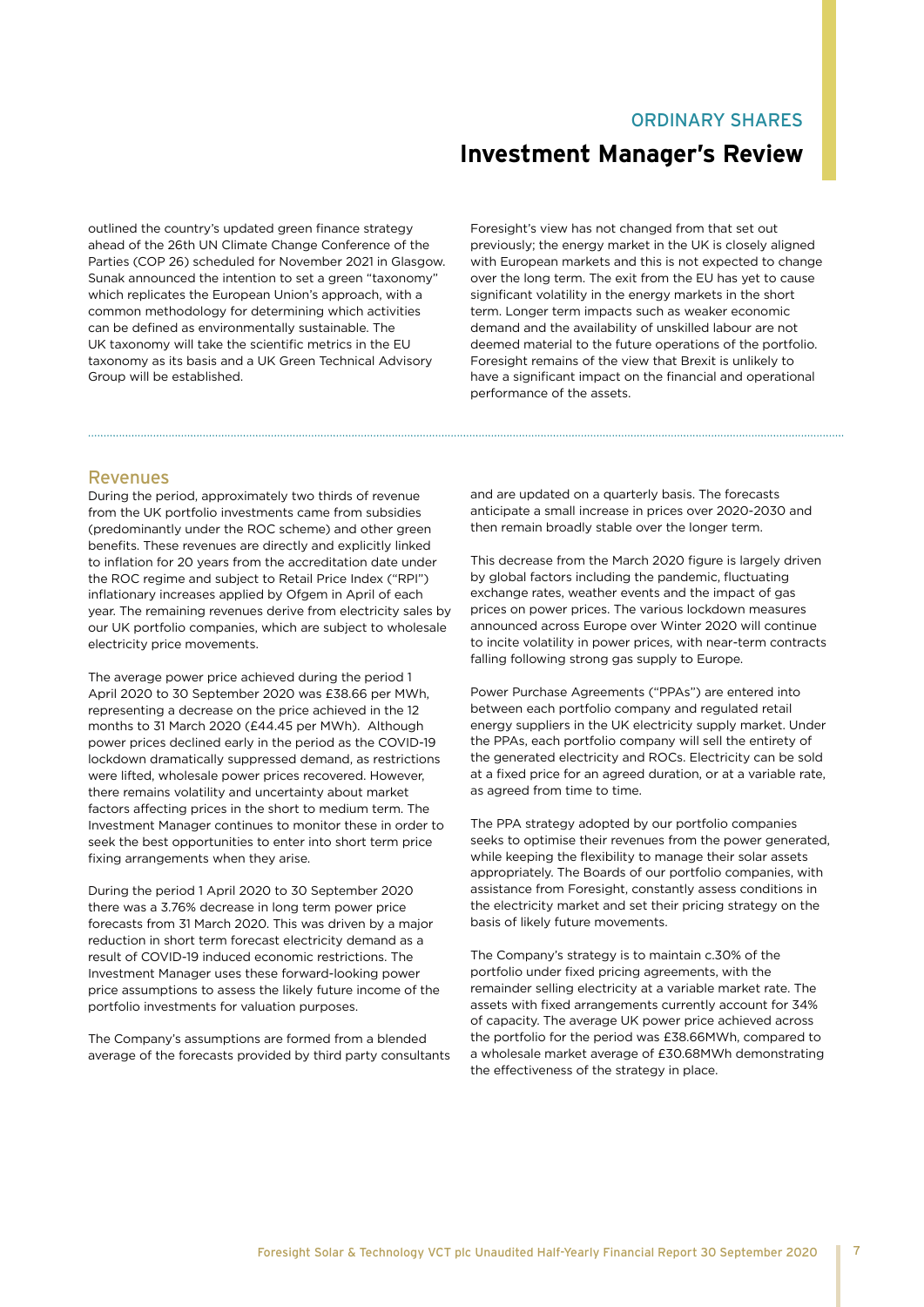outlined the country's updated green finance strategy ahead of the 26th UN Climate Change Conference of the Parties (COP 26) scheduled for November 2021 in Glasgow. Sunak announced the intention to set a green "taxonomy" which replicates the European Union's approach, with a common methodology for determining which activities can be defined as environmentally sustainable. The UK taxonomy will take the scientific metrics in the EU taxonomy as its basis and a UK Green Technical Advisory Group will be established.

Foresight's view has not changed from that set out previously; the energy market in the UK is closely aligned with European markets and this is not expected to change over the long term. The exit from the EU has yet to cause significant volatility in the energy markets in the short term. Longer term impacts such as weaker economic demand and the availability of unskilled labour are not deemed material to the future operations of the portfolio. Foresight remains of the view that Brexit is unlikely to have a significant impact on the financial and operational performance of the assets.

## Revenues

During the period, approximately two thirds of revenue from the UK portfolio investments came from subsidies (predominantly under the ROC scheme) and other green benefits. These revenues are directly and explicitly linked to inflation for 20 years from the accreditation date under the ROC regime and subject to Retail Price Index ("RPI") inflationary increases applied by Ofgem in April of each year. The remaining revenues derive from electricity sales by our UK portfolio companies, which are subject to wholesale electricity price movements.

The average power price achieved during the period 1 April 2020 to 30 September 2020 was £38.66 per MWh, representing a decrease on the price achieved in the 12 months to 31 March 2020 (£44.45 per MWh). Although power prices declined early in the period as the COVID-19 lockdown dramatically suppressed demand, as restrictions were lifted, wholesale power prices recovered. However, there remains volatility and uncertainty about market factors affecting prices in the short to medium term. The Investment Manager continues to monitor these in order to seek the best opportunities to enter into short term price fixing arrangements when they arise.

During the period 1 April 2020 to 30 September 2020 there was a 3.76% decrease in long term power price forecasts from 31 March 2020. This was driven by a major reduction in short term forecast electricity demand as a result of COVID-19 induced economic restrictions. The Investment Manager uses these forward-looking power price assumptions to assess the likely future income of the portfolio investments for valuation purposes.

The Company's assumptions are formed from a blended average of the forecasts provided by third party consultants and are updated on a quarterly basis. The forecasts anticipate a small increase in prices over 2020-2030 and then remain broadly stable over the longer term.

This decrease from the March 2020 figure is largely driven by global factors including the pandemic, fluctuating exchange rates, weather events and the impact of gas prices on power prices. The various lockdown measures announced across Europe over Winter 2020 will continue to incite volatility in power prices, with near-term contracts falling following strong gas supply to Europe.

Power Purchase Agreements ("PPAs") are entered into between each portfolio company and regulated retail energy suppliers in the UK electricity supply market. Under the PPAs, each portfolio company will sell the entirety of the generated electricity and ROCs. Electricity can be sold at a fixed price for an agreed duration, or at a variable rate, as agreed from time to time.

The PPA strategy adopted by our portfolio companies seeks to optimise their revenues from the power generated, while keeping the flexibility to manage their solar assets appropriately. The Boards of our portfolio companies, with assistance from Foresight, constantly assess conditions in the electricity market and set their pricing strategy on the basis of likely future movements.

The Company's strategy is to maintain c.30% of the portfolio under fixed pricing agreements, with the remainder selling electricity at a variable market rate. The assets with fixed arrangements currently account for 34% of capacity. The average UK power price achieved across the portfolio for the period was £38.66MWh, compared to a wholesale market average of £30.68MWh demonstrating the effectiveness of the strategy in place.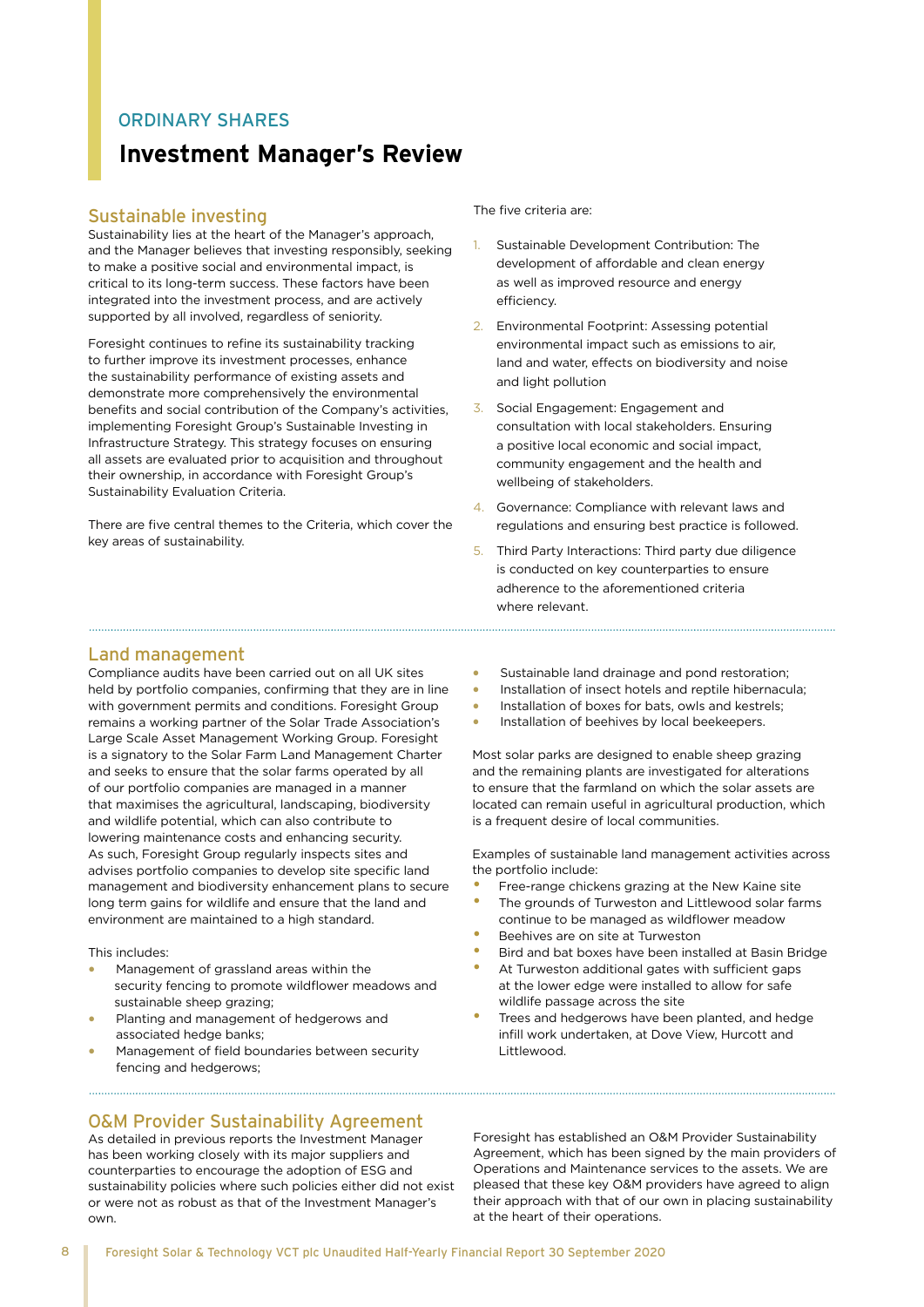ORDINARY SHARES

# Investment Manager's Review

## Sustainable investing

Sustainability lies at the heart of the Manager's approach, and the Manager believes that investing responsibly, seeking to make a positive social and environmental impact, is critical to its long-term success. These factors have been integrated into the investment process, and are actively supported by all involved, regardless of seniority.

Foresight continues to refine its sustainability tracking to further improve its investment processes, enhance the sustainability performance of existing assets and demonstrate more comprehensively the environmental benefits and social contribution of the Company's activities, implementing Foresight Group's Sustainable Investing in Infrastructure Strategy. This strategy focuses on ensuring all assets are evaluated prior to acquisition and throughout their ownership, in accordance with Foresight Group's Sustainability Evaluation Criteria.

There are five central themes to the Criteria, which cover the key areas of sustainability.

The five criteria are:

1. Sustainable Development Contribution: The development of affordable and clean energy as well as improved resource and energy efficiency.
2. Environmental Footprint: Assessing potential environmental impact such as emissions to air, land and water, effects on biodiversity and noise and light pollution
3. Social Engagement: Engagement and consultation with local stakeholders. Ensuring a positive local economic and social impact, community engagement and the health and wellbeing of stakeholders.
4. Governance: Compliance with relevant laws and regulations and ensuring best practice is followed.
5. Third Party Interactions: Third party due diligence is conducted on key counterparties to ensure adherence to the aforementioned criteria where relevant.

## Land management

Compliance audits have been carried out on all UK sites held by portfolio companies, confirming that they are in line with government permits and conditions. Foresight Group remains a working partner of the Solar Trade Association's Large Scale Asset Management Working Group. Foresight is a signatory to the Solar Farm Land Management Charter and seeks to ensure that the solar farms operated by all of our portfolio companies are managed in a manner that maximises the agricultural, landscaping, biodiversity and wildlife potential, which can also contribute to lowering maintenance costs and enhancing security. As such, Foresight Group regularly inspects sites and advises portfolio companies to develop site specific land management and biodiversity enhancement plans to secure long term gains for wildlife and ensure that the land and environment are maintained to a high standard.

This includes:

- Management of grassland areas within the security fencing to promote wildflower meadows and sustainable sheep grazing;
- Planting and management of hedgerows and associated hedge banks;
- Management of field boundaries between security fencing and hedgerows;
- Sustainable land drainage and pond restoration;
- Installation of insect hotels and reptile hibernacula;
- Installation of boxes for bats, owls and kestrels;
- Installation of beehives by local beekeepers.

Most solar parks are designed to enable sheep grazing and the remaining plants are investigated for alterations to ensure that the farmland on which the solar assets are located can remain useful in agricultural production, which is a frequent desire of local communities.

Examples of sustainable land management activities across the portfolio include:

- Free-range chickens grazing at the New Kaine site
- The grounds of Turweston and Littlewood solar farms continue to be managed as wildflower meadow
- Beehives are on site at Turweston
- Bird and bat boxes have been installed at Basin Bridge
- At Turweston additional gates with sufficient gaps at the lower edge were installed to allow for safe wildlife passage across the site
- Trees and hedgerows have been planted, and hedge infill work undertaken, at Dove View, Hurcott and Littlewood.

## O&M Provider Sustainability Agreement

As detailed in previous reports the Investment Manager has been working closely with its major suppliers and counterparties to encourage the adoption of ESG and sustainability policies where such policies either did not exist or were not as robust as that of the Investment Manager's own.

Foresight has established an O&M Provider Sustainability Agreement, which has been signed by the main providers of Operations and Maintenance services to the assets. We are pleased that these key O&M providers have agreed to align their approach with that of our own in placing sustainability at the heart of their operations.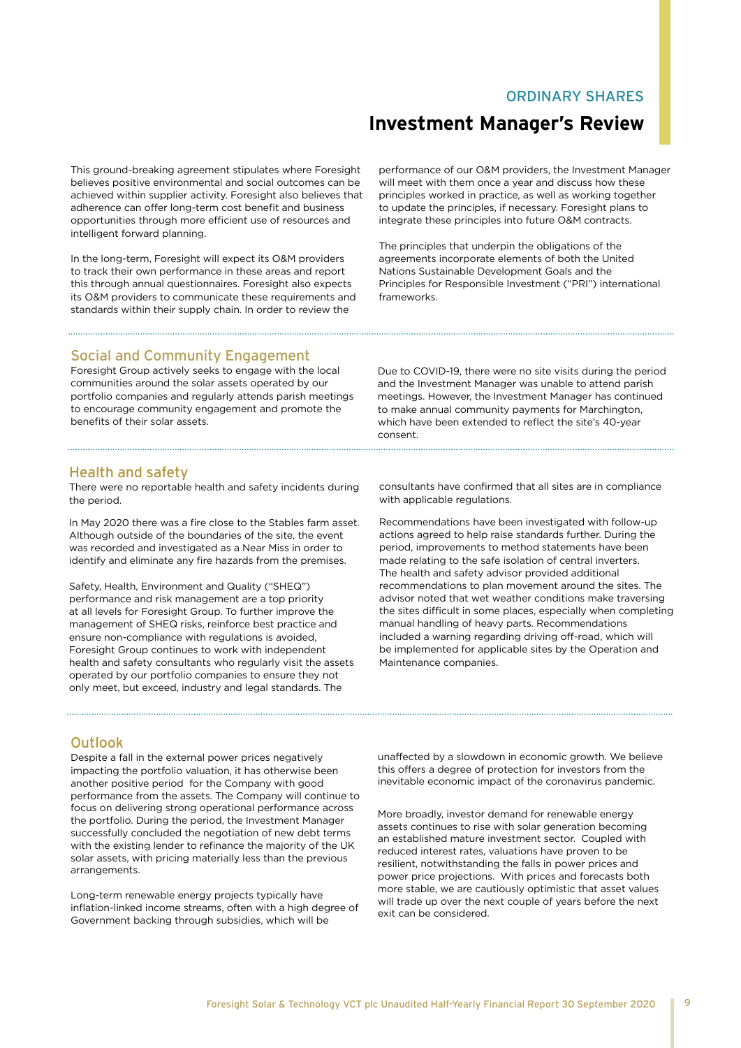## ORDINARY SHARES

# Investment Manager's Review

This ground-breaking agreement stipulates where Foresight believes positive environmental and social outcomes can be achieved within supplier activity. Foresight also believes that adherence can offer long-term cost benefit and business opportunities through more efficient use of resources and intelligent forward planning.

In the long-term, Foresight will expect its O&M providers to track their own performance in these areas and report this through annual questionnaires. Foresight also expects its O&M providers to communicate these requirements and standards within their supply chain. In order to review the performance of our O&M providers, the Investment Manager will meet with them once a year and discuss how these principles worked in practice, as well as working together to update the principles, if necessary. Foresight plans to integrate these principles into future O&M contracts.

The principles that underpin the obligations of the agreements incorporate elements of both the United Nations Sustainable Development Goals and the Principles for Responsible Investment ("PRI") international frameworks.

## Social and Community Engagement

Foresight Group actively seeks to engage with the local communities around the solar assets operated by our portfolio companies and regularly attends parish meetings to encourage community engagement and promote the benefits of their solar assets.

Due to COVID-19, there were no site visits during the period and the Investment Manager was unable to attend parish meetings. However, the Investment Manager has continued to make annual community payments for Marchington, which have been extended to reflect the site's 40-year consent.

## Health and safety

There were no reportable health and safety incidents during the period.

In May 2020 there was a fire close to the Stables farm asset. Although outside of the boundaries of the site, the event was recorded and investigated as a Near Miss in order to identify and eliminate any fire hazards from the premises.

Safety, Health, Environment and Quality ("SHEQ") performance and risk management are a top priority at all levels for Foresight Group. To further improve the management of SHEQ risks, reinforce best practice and ensure non-compliance with regulations is avoided, Foresight Group continues to work with independent health and safety consultants who regularly visit the assets operated by our portfolio companies to ensure they not only meet, but exceed, industry and legal standards. The consultants have confirmed that all sites are in compliance with applicable regulations.

Recommendations have been investigated with follow-up actions agreed to help raise standards further. During the period, improvements to method statements have been made relating to the safe isolation of central inverters. The health and safety advisor provided additional recommendations to plan movement around the sites. The advisor noted that wet weather conditions make traversing the sites difficult in some places, especially when completing manual handling of heavy parts. Recommendations included a warning regarding driving off-road, which will be implemented for applicable sites by the Operation and Maintenance companies.

## Outlook

Despite a fall in the external power prices negatively impacting the portfolio valuation, it has otherwise been another positive period for the Company with good performance from the assets. The Company will continue to focus on delivering strong operational performance across the portfolio. During the period, the Investment Manager successfully concluded the negotiation of new debt terms with the existing lender to refinance the majority of the UK solar assets, with pricing materially less than the previous arrangements.

Long-term renewable energy projects typically have inflation-linked income streams, often with a high degree of Government backing through subsidies, which will be unaffected by a slowdown in economic growth. We believe this offers a degree of protection for investors from the inevitable economic impact of the coronavirus pandemic.

More broadly, investor demand for renewable energy assets continues to rise with solar generation becoming an established mature investment sector. Coupled with reduced interest rates, valuations have proven to be resilient, notwithstanding the falls in power prices and power price projections. With prices and forecasts both more stable, we are cautiously optimistic that asset values will trade up over the next couple of years before the next exit can be considered.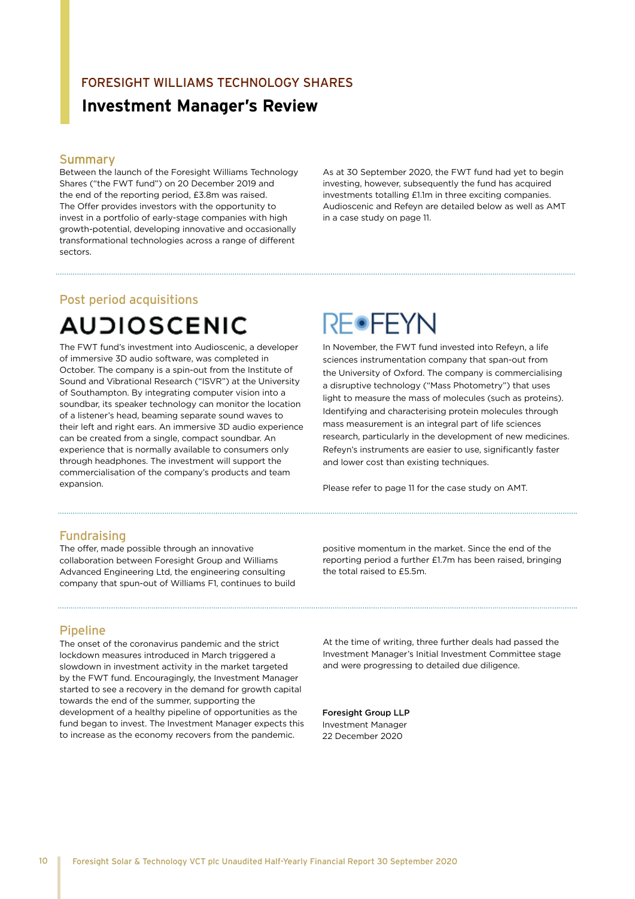# FORESIGHT WILLIAMS TECHNOLOGY SHARES

## Investment Manager's Review

### Summary

Between the launch of the Foresight Williams Technology Shares ("the FWT fund") on 20 December 2019 and the end of the reporting period, £3.8m was raised. The Offer provides investors with the opportunity to invest in a portfolio of early-stage companies with high growth-potential, developing innovative and occasionally transformational technologies across a range of different sectors.

As at 30 September 2020, the FWT fund had yet to begin investing, however, subsequently the fund has acquired investments totalling £1.1m in three exciting companies. Audioscenic and Refeyn are detailed below as well as AMT in a case study on page 11.

### Post period acquisitions

**AUDIOSCENIC**

The FWT fund's investment into Audioscenic, a developer of immersive 3D audio software, was completed in October. The company is a spin-out from the Institute of Sound and Vibrational Research ("ISVR") at the University of Southampton. By integrating computer vision into a soundbar, its speaker technology can monitor the location of a listener's head, beaming separate sound waves to their left and right ears. An immersive 3D audio experience can be created from a single, compact soundbar. An experience that is normally available to consumers only through headphones. The investment will support the commercialisation of the company's products and team expansion.

**REFEYN**

In November, the FWT fund invested into Refeyn, a life sciences instrumentation company that span-out from the University of Oxford. The company is commercialising a disruptive technology ("Mass Photometry") that uses light to measure the mass of molecules (such as proteins). Identifying and characterising protein molecules through mass measurement is an integral part of life sciences research, particularly in the development of new medicines. Refeyn's instruments are easier to use, significantly faster and lower cost than existing techniques.

Please refer to page 11 for the case study on AMT.

### Fundraising

The offer, made possible through an innovative collaboration between Foresight Group and Williams Advanced Engineering Ltd, the engineering consulting company that spun-out of Williams F1, continues to build positive momentum in the market. Since the end of the reporting period a further £1.7m has been raised, bringing the total raised to £5.5m.

### Pipeline

The onset of the coronavirus pandemic and the strict lockdown measures introduced in March triggered a slowdown in investment activity in the market targeted by the FWT fund. Encouragingly, the Investment Manager started to see a recovery in the demand for growth capital towards the end of the summer, supporting the development of a healthy pipeline of opportunities as the fund began to invest. The Investment Manager expects this to increase as the economy recovers from the pandemic.

At the time of writing, three further deals had passed the Investment Manager's Initial Investment Committee stage and were progressing to detailed due diligence.

**Foresight Group LLP**
Investment Manager
22 December 2020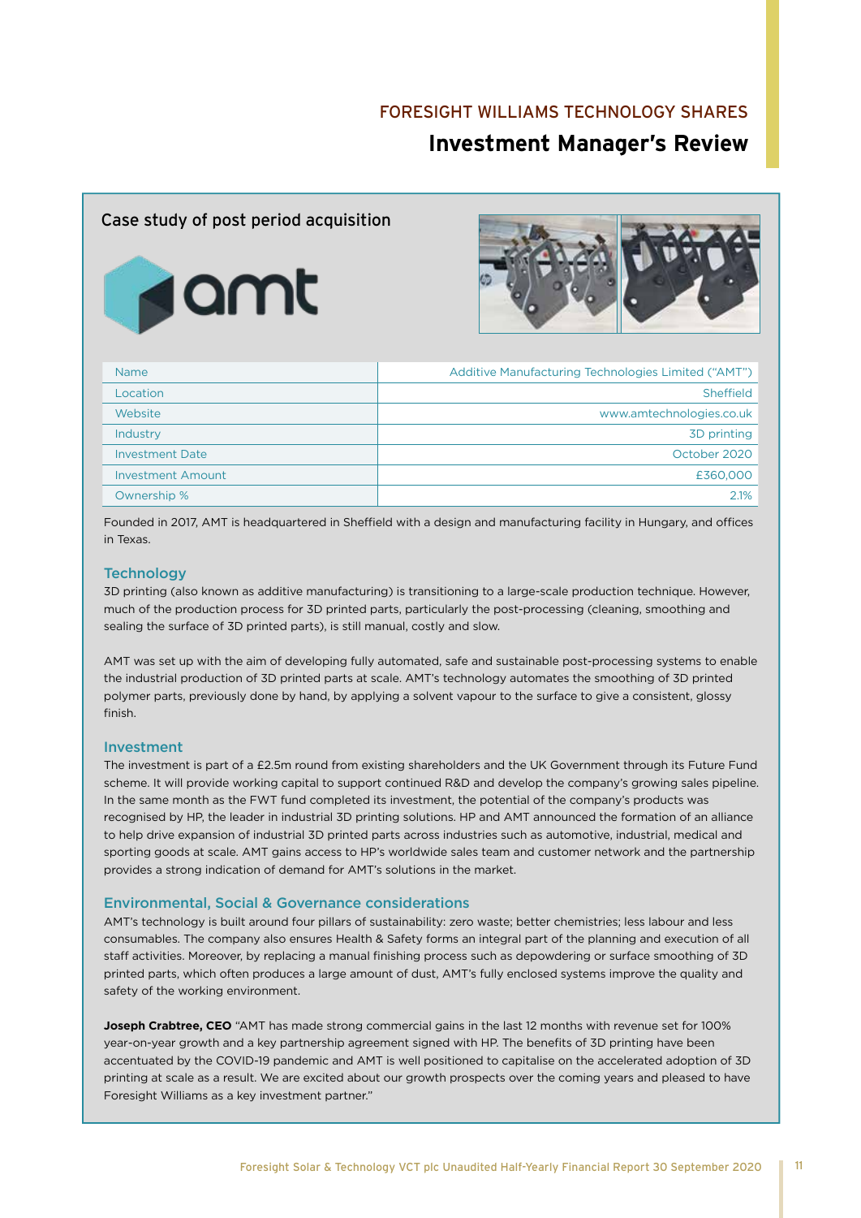# FORESIGHT WILLIAMS TECHNOLOGY SHARES

## Investment Manager's Review

### Case study of post period acquisition

amt

| Name | Additive Manufacturing Technologies Limited ("AMT") |
|---|---|
| Location | Sheffield |
| Website | www.amtechnologies.co.uk |
| Industry | 3D printing |
| Investment Date | October 2020 |
| Investment Amount | £360,000 |
| Ownership % | 2.1% |

Founded in 2017, AMT is headquartered in Sheffield with a design and manufacturing facility in Hungary, and offices in Texas.

#### Technology

3D printing (also known as additive manufacturing) is transitioning to a large-scale production technique. However, much of the production process for 3D printed parts, particularly the post-processing (cleaning, smoothing and sealing the surface of 3D printed parts), is still manual, costly and slow.

AMT was set up with the aim of developing fully automated, safe and sustainable post-processing systems to enable the industrial production of 3D printed parts at scale. AMT's technology automates the smoothing of 3D printed polymer parts, previously done by hand, by applying a solvent vapour to the surface to give a consistent, glossy finish.

#### Investment

The investment is part of a £2.5m round from existing shareholders and the UK Government through its Future Fund scheme. It will provide working capital to support continued R&D and develop the company's growing sales pipeline. In the same month as the FWT fund completed its investment, the potential of the company's products was recognised by HP, the leader in industrial 3D printing solutions. HP and AMT announced the formation of an alliance to help drive expansion of industrial 3D printed parts across industries such as automotive, industrial, medical and sporting goods at scale. AMT gains access to HP's worldwide sales team and customer network and the partnership provides a strong indication of demand for AMT's solutions in the market.

#### Environmental, Social & Governance considerations

AMT's technology is built around four pillars of sustainability: zero waste; better chemistries; less labour and less consumables. The company also ensures Health & Safety forms an integral part of the planning and execution of all staff activities. Moreover, by replacing a manual finishing process such as depowdering or surface smoothing of 3D printed parts, which often produces a large amount of dust, AMT's fully enclosed systems improve the quality and safety of the working environment.

**Joseph Crabtree, CEO** "AMT has made strong commercial gains in the last 12 months with revenue set for 100% year-on-year growth and a key partnership agreement signed with HP. The benefits of 3D printing have been accentuated by the COVID-19 pandemic and AMT is well positioned to capitalise on the accelerated adoption of 3D printing at scale as a result. We are excited about our growth prospects over the coming years and pleased to have Foresight Williams as a key investment partner."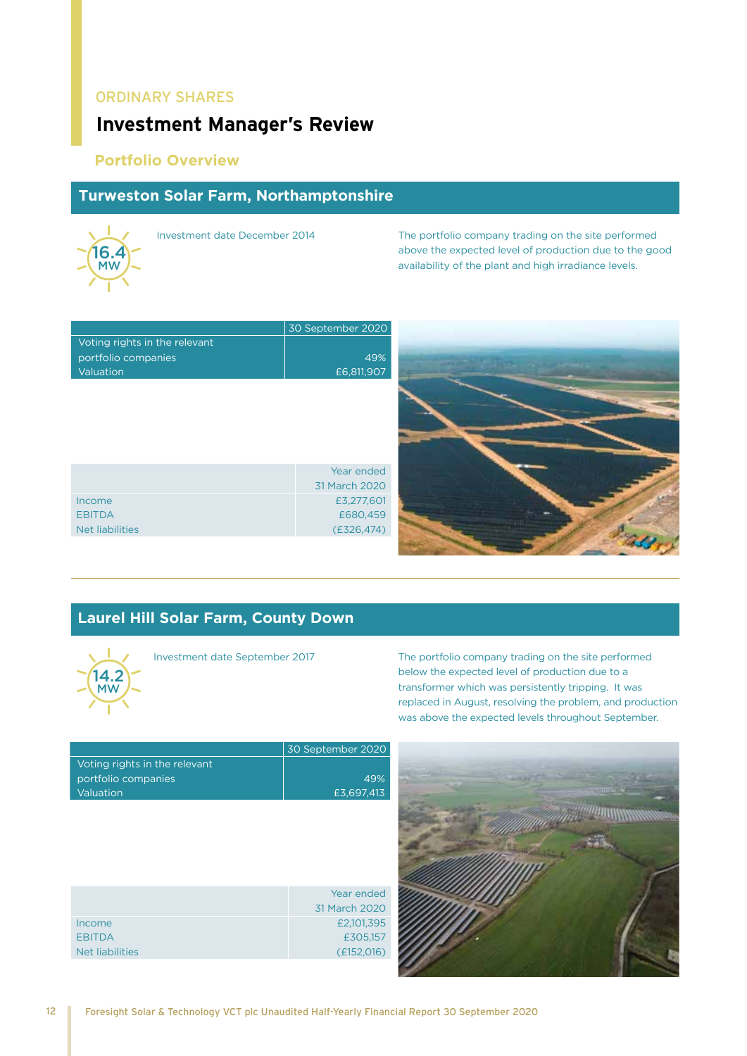ORDINARY SHARES

# Investment Manager's Review

## Portfolio Overview

### Turweston Solar Farm, Northamptonshire

16.4 MW

Investment date December 2014

The portfolio company trading on the site performed above the expected level of production due to the good availability of the plant and high irradiance levels.

| | 30 September 2020 |
|---|---|
| Voting rights in the relevant portfolio companies | 49% |
| Valuation | £6,811,907 |

| | Year ended 31 March 2020 |
|---|---|
| Income | £3,277,601 |
| EBITDA | £680,459 |
| Net liabilities | (£326,474) |

### Laurel Hill Solar Farm, County Down

14.2 MW

Investment date September 2017

The portfolio company trading on the site performed below the expected level of production due to a transformer which was persistently tripping. It was replaced in August, resolving the problem, and production was above the expected levels throughout September.

| | 30 September 2020 |
|---|---|
| Voting rights in the relevant portfolio companies | 49% |
| Valuation | £3,697,413 |

| | Year ended 31 March 2020 |
|---|---|
| Income | £2,101,395 |
| EBITDA | £305,157 |
| Net liabilities | (£152,016) |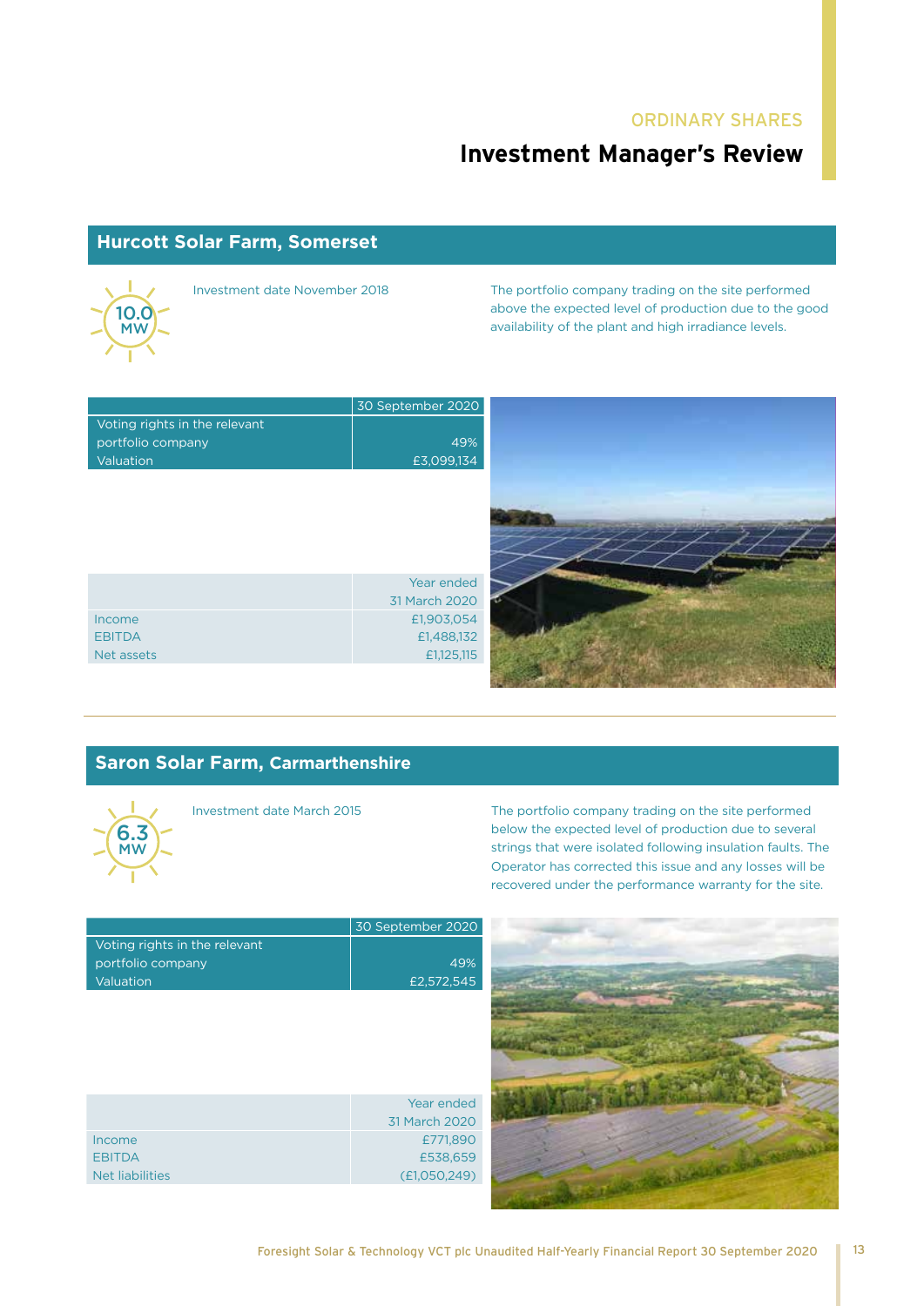ORDINARY SHARES

# Investment Manager's Review

## Hurcott Solar Farm, Somerset

10.0 MW

Investment date November 2018

The portfolio company trading on the site performed above the expected level of production due to the good availability of the plant and high irradiance levels.

| | 30 September 2020 |
|---|---|
| Voting rights in the relevant portfolio company | 49% |
| Valuation | £3,099,134 |

| | Year ended 31 March 2020 |
|---|---|
| Income | £1,903,054 |
| EBITDA | £1,488,132 |
| Net assets | £1,125,115 |

## Saron Solar Farm, Carmarthenshire

6.3 MW

Investment date March 2015

The portfolio company trading on the site performed below the expected level of production due to several strings that were isolated following insulation faults. The Operator has corrected this issue and any losses will be recovered under the performance warranty for the site.

| | 30 September 2020 |
|---|---|
| Voting rights in the relevant portfolio company | 49% |
| Valuation | £2,572,545 |

| | Year ended 31 March 2020 |
|---|---|
| Income | £771,890 |
| EBITDA | £538,659 |
| Net liabilities | (£1,050,249) |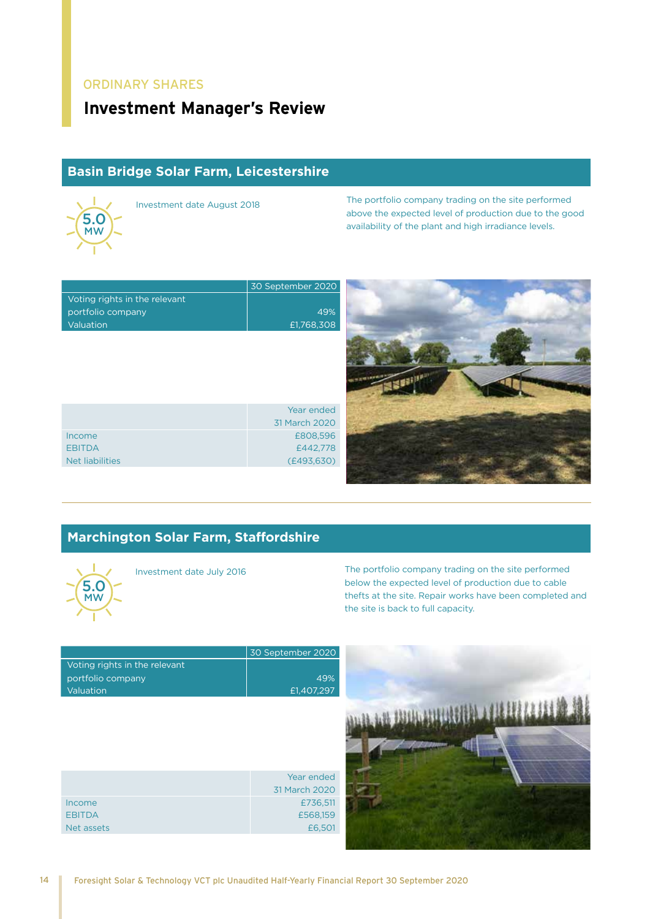ORDINARY SHARES

# Investment Manager's Review

## Basin Bridge Solar Farm, Leicestershire

5.0 MW

Investment date August 2018

The portfolio company trading on the site performed above the expected level of production due to the good availability of the plant and high irradiance levels.

| | 30 September 2020 |
|---|---|
| Voting rights in the relevant portfolio company | 49% |
| Valuation | £1,768,308 |

| | Year ended 31 March 2020 |
|---|---|
| Income | £808,596 |
| EBITDA | £442,778 |
| Net liabilities | (£493,630) |

## Marchington Solar Farm, Staffordshire

5.0 MW

Investment date July 2016

The portfolio company trading on the site performed below the expected level of production due to cable thefts at the site. Repair works have been completed and the site is back to full capacity.

| | 30 September 2020 |
|---|---|
| Voting rights in the relevant portfolio company | 49% |
| Valuation | £1,407,297 |

| | Year ended 31 March 2020 |
|---|---|
| Income | £736,511 |
| EBITDA | £568,159 |
| Net assets | £6,501 |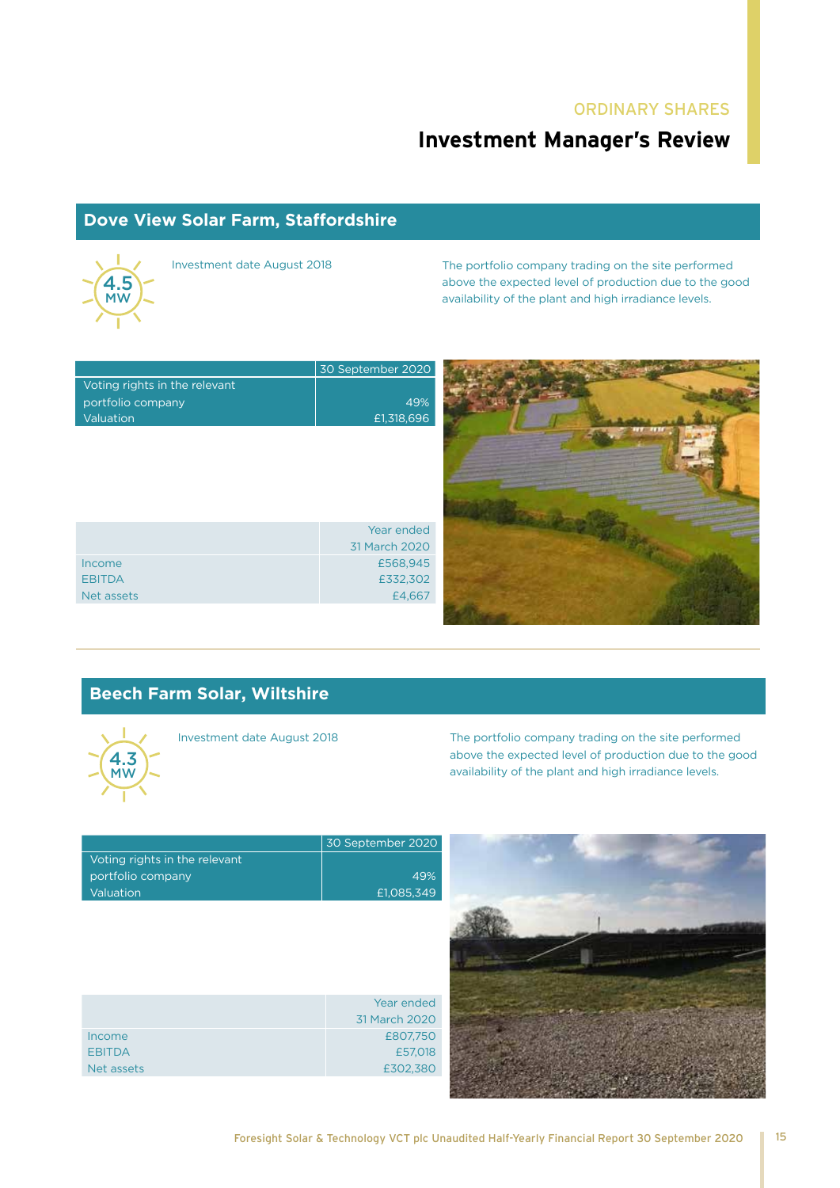ORDINARY SHARES

# Investment Manager's Review

## Dove View Solar Farm, Staffordshire

4.5 MW

Investment date August 2018

The portfolio company trading on the site performed above the expected level of production due to the good availability of the plant and high irradiance levels.

| | 30 September 2020 |
|---|---|
| Voting rights in the relevant portfolio company | 49% |
| Valuation | £1,318,696 |

| | Year ended 31 March 2020 |
|---|---|
| Income | £568,945 |
| EBITDA | £332,302 |
| Net assets | £4,667 |

## Beech Farm Solar, Wiltshire

4.3 MW

Investment date August 2018

The portfolio company trading on the site performed above the expected level of production due to the good availability of the plant and high irradiance levels.

| | 30 September 2020 |
|---|---|
| Voting rights in the relevant portfolio company | 49% |
| Valuation | £1,085,349 |

| | Year ended 31 March 2020 |
|---|---|
| Income | £807,750 |
| EBITDA | £57,018 |
| Net assets | £302,380 |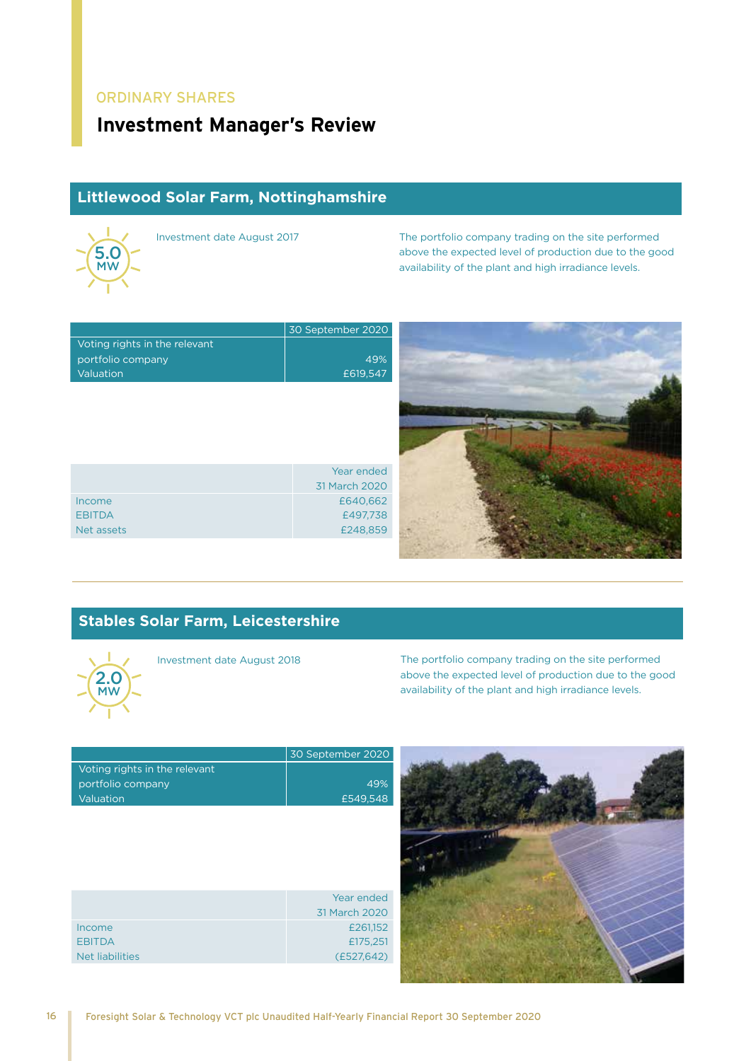ORDINARY SHARES

# Investment Manager's Review

## Littlewood Solar Farm, Nottinghamshire

5.0 MW

Investment date August 2017

The portfolio company trading on the site performed above the expected level of production due to the good availability of the plant and high irradiance levels.

| | 30 September 2020 |
|---|---|
| Voting rights in the relevant portfolio company | 49% |
| Valuation | £619,547 |

| | Year ended 31 March 2020 |
|---|---|
| Income | £640,662 |
| EBITDA | £497,738 |
| Net assets | £248,859 |

## Stables Solar Farm, Leicestershire

2.0 MW

Investment date August 2018

The portfolio company trading on the site performed above the expected level of production due to the good availability of the plant and high irradiance levels.

| | 30 September 2020 |
|---|---|
| Voting rights in the relevant portfolio company | 49% |
| Valuation | £549,548 |

| | Year ended 31 March 2020 |
|---|---|
| Income | £261,152 |
| EBITDA | £175,251 |
| Net liabilities | (£527,642) |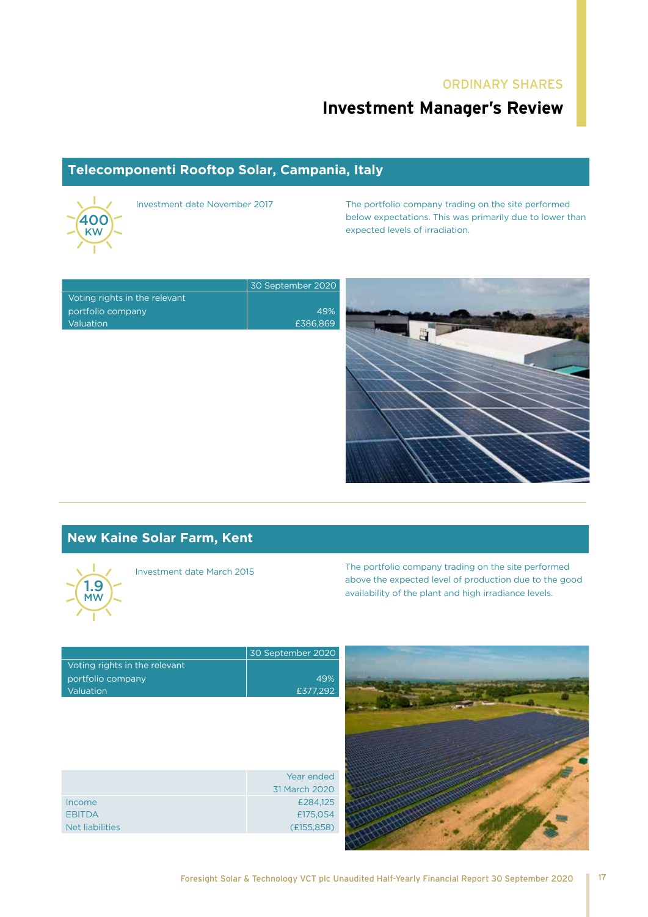ORDINARY SHARES

# Investment Manager's Review

## Telecomponenti Rooftop Solar, Campania, Italy

400 KW

Investment date November 2017

The portfolio company trading on the site performed below expectations. This was primarily due to lower than expected levels of irradiation.

| | 30 September 2020 |
|---|---|
| Voting rights in the relevant portfolio company | 49% |
| Valuation | £386,869 |

## New Kaine Solar Farm, Kent

1.9 MW

Investment date March 2015

The portfolio company trading on the site performed above the expected level of production due to the good availability of the plant and high irradiance levels.

| | 30 September 2020 |
|---|---|
| Voting rights in the relevant portfolio company | 49% |
| Valuation | £377,292 |

| | Year ended 31 March 2020 |
|---|---|
| Income | £284,125 |
| EBITDA | £175,054 |
| Net liabilities | (£155,858) |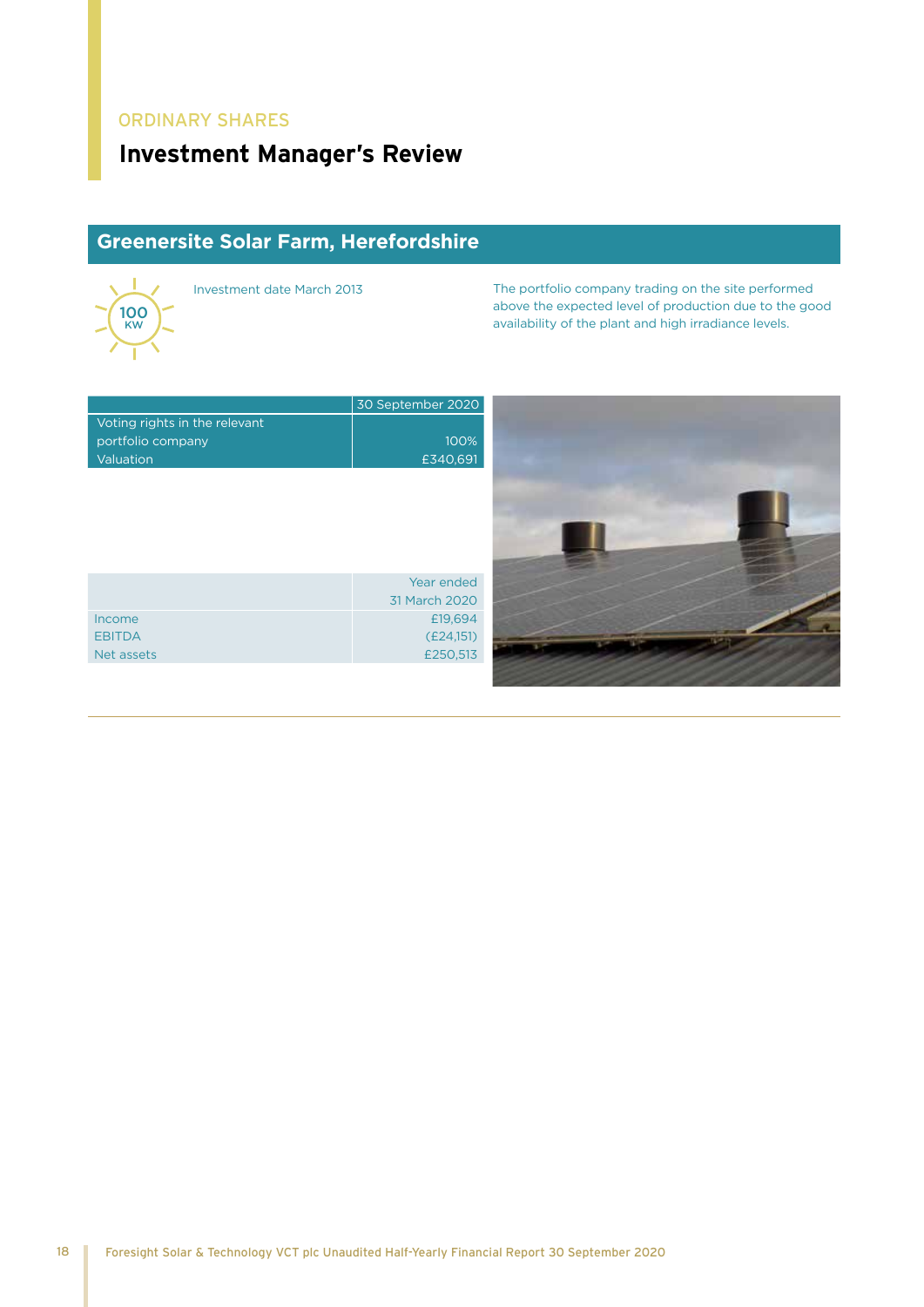ORDINARY SHARES

# Investment Manager's Review

## Greenersite Solar Farm, Herefordshire

100 KW

Investment date March 2013

The portfolio company trading on the site performed above the expected level of production due to the good availability of the plant and high irradiance levels.

| | 30 September 2020 |
|---|---|
| Voting rights in the relevant portfolio company | 100% |
| Valuation | £340,691 |

| | Year ended 31 March 2020 |
|---|---|
| Income | £19,694 |
| EBITDA | (£24,151) |
| Net assets | £250,513 |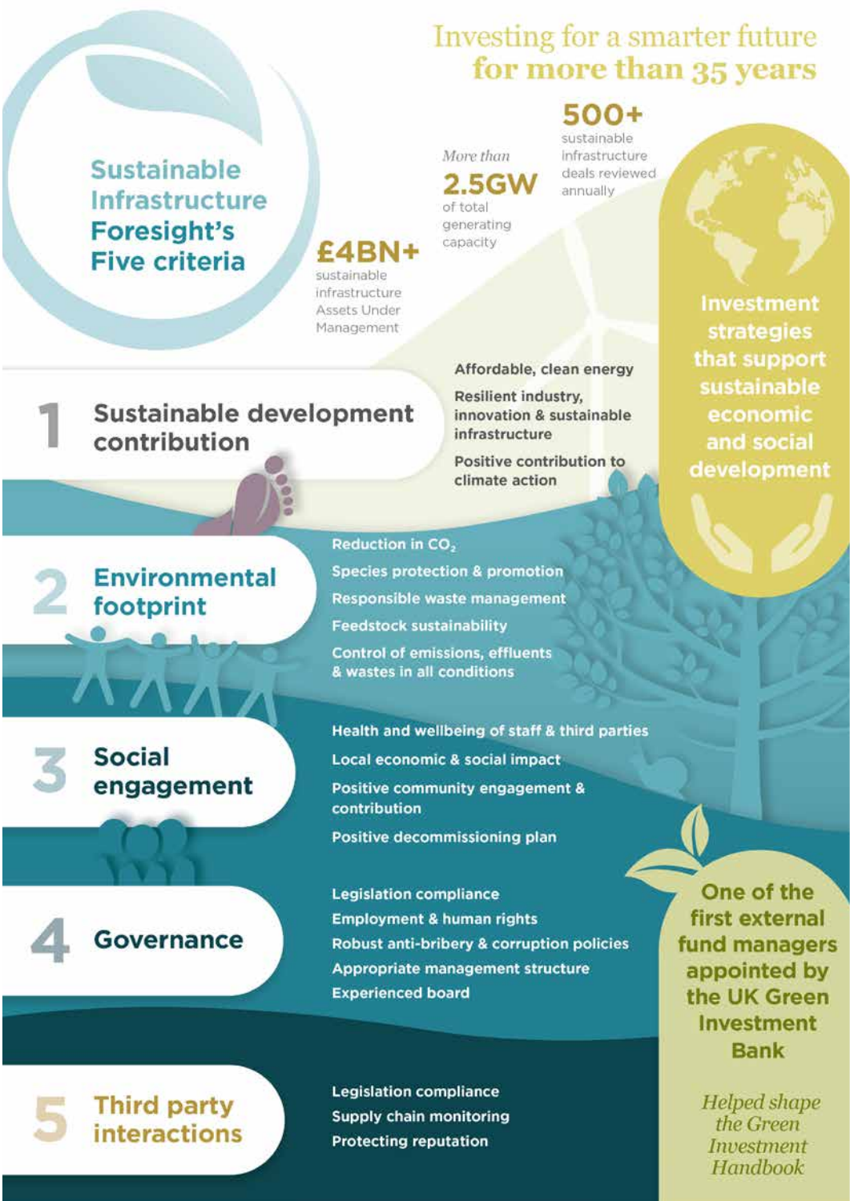# Investing for a smarter future for more than 35 years

## Sustainable Infrastructure Foresight's Five criteria

**£4BN+** sustainable infrastructure Assets Under Management

*More than* **2.5GW** of total generating capacity

**500+** sustainable infrastructure deals reviewed annually

**Investment strategies that support sustainable economic and social development**

### 1 Sustainable development contribution

- Affordable, clean energy
- Resilient industry, innovation & sustainable infrastructure
- Positive contribution to climate action

### 2 Environmental footprint

- Reduction in $CO_2$
- Species protection & promotion
- Responsible waste management
- Feedstock sustainability
- Control of emissions, effluents & wastes in all conditions

### 3 Social engagement

- Health and wellbeing of staff & third parties
- Local economic & social impact
- Positive community engagement & contribution
- Positive decommissioning plan

### 4 Governance

- Legislation compliance
- Employment & human rights
- Robust anti-bribery & corruption policies
- Appropriate management structure
- Experienced board

### 5 Third party interactions

- Legislation compliance
- Supply chain monitoring
- Protecting reputation

**One of the first external fund managers appointed by the UK Green Investment Bank**

*Helped shape the Green Investment Handbook*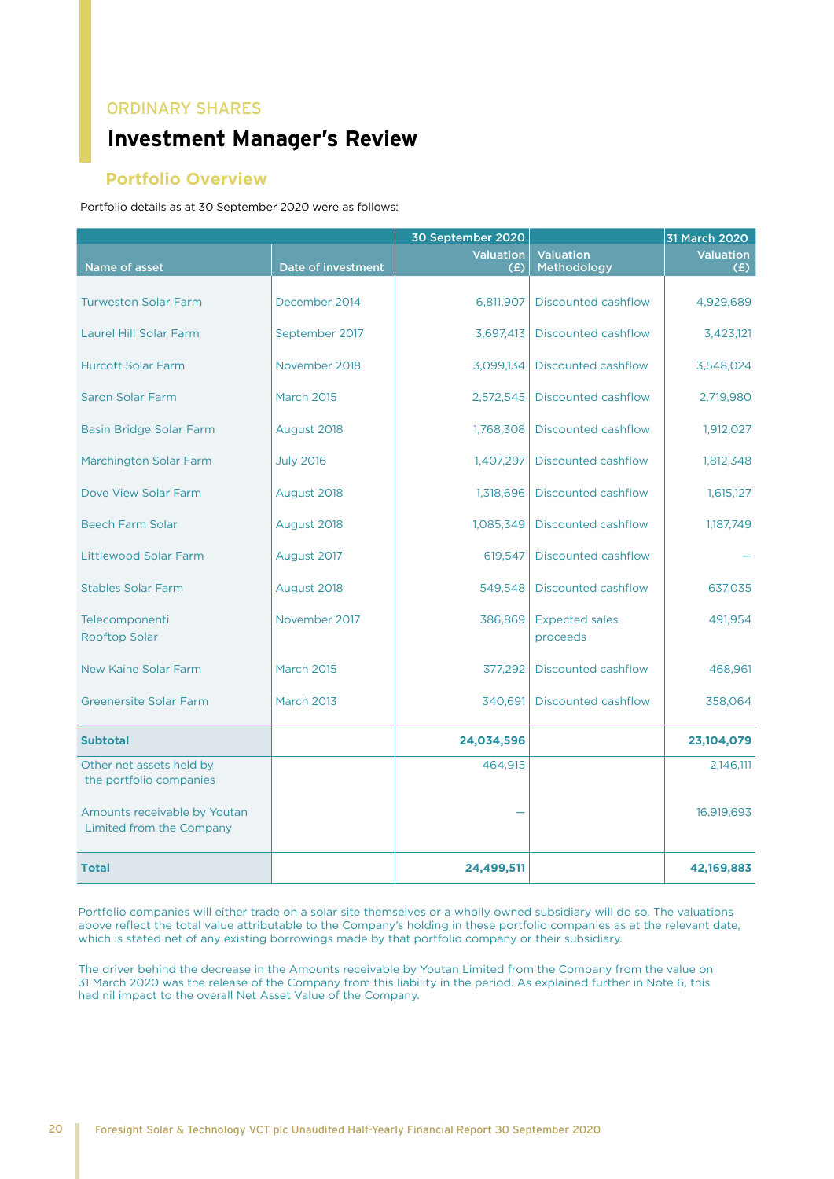ORDINARY SHARES

# Investment Manager's Review

## Portfolio Overview

Portfolio details as at 30 September 2020 were as follows:

| | | 30 September 2020 | | 31 March 2020 |
|---|---|---|---|---|
| Name of asset | Date of investment | Valuation (£) | Valuation Methodology | Valuation (£) |
| Turweston Solar Farm | December 2014 | 6,811,907 | Discounted cashflow | 4,929,689 |
| Laurel Hill Solar Farm | September 2017 | 3,697,413 | Discounted cashflow | 3,423,121 |
| Hurcott Solar Farm | November 2018 | 3,099,134 | Discounted cashflow | 3,548,024 |
| Saron Solar Farm | March 2015 | 2,572,545 | Discounted cashflow | 2,719,980 |
| Basin Bridge Solar Farm | August 2018 | 1,768,308 | Discounted cashflow | 1,912,027 |
| Marchington Solar Farm | July 2016 | 1,407,297 | Discounted cashflow | 1,812,348 |
| Dove View Solar Farm | August 2018 | 1,318,696 | Discounted cashflow | 1,615,127 |
| Beech Farm Solar | August 2018 | 1,085,349 | Discounted cashflow | 1,187,749 |
| Littlewood Solar Farm | August 2017 | 619,547 | Discounted cashflow | — |
| Stables Solar Farm | August 2018 | 549,548 | Discounted cashflow | 637,035 |
| Telecomponenti Rooftop Solar | November 2017 | 386,869 | Expected sales proceeds | 491,954 |
| New Kaine Solar Farm | March 2015 | 377,292 | Discounted cashflow | 468,961 |
| Greenersite Solar Farm | March 2013 | 340,691 | Discounted cashflow | 358,064 |
| **Subtotal** | | **24,034,596** | | **23,104,079** |
| Other net assets held by the portfolio companies | | 464,915 | | 2,146,111 |
| Amounts receivable by Youtan Limited from the Company | | — | | 16,919,693 |
| **Total** | | **24,499,511** | | **42,169,883** |

Portfolio companies will either trade on a solar site themselves or a wholly owned subsidiary will do so. The valuations above reflect the total value attributable to the Company's holding in these portfolio companies as at the relevant date, which is stated net of any existing borrowings made by that portfolio company or their subsidiary.

The driver behind the decrease in the Amounts receivable by Youtan Limited from the Company from the value on 31 March 2020 was the release of the Company from this liability in the period. As explained further in Note 6, this had nil impact to the overall Net Asset Value of the Company.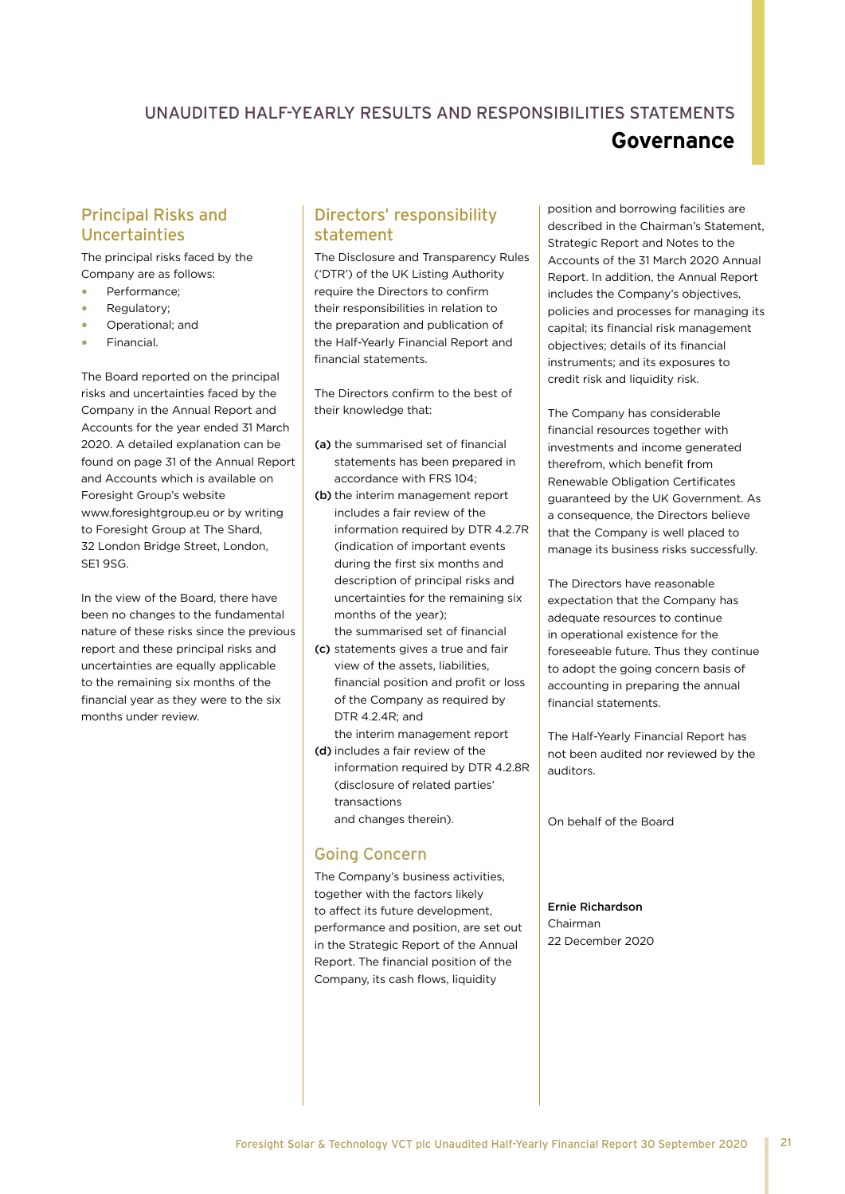# UNAUDITED HALF-YEARLY RESULTS AND RESPONSIBILITIES STATEMENTS

## Governance

### Principal Risks and Uncertainties

The principal risks faced by the Company are as follows:

- Performance;
- Regulatory;
- Operational; and
- Financial.

The Board reported on the principal risks and uncertainties faced by the Company in the Annual Report and Accounts for the year ended 31 March 2020. A detailed explanation can be found on page 31 of the Annual Report and Accounts which is available on Foresight Group's website www.foresightgroup.eu or by writing to Foresight Group at The Shard, 32 London Bridge Street, London, SE1 9SG.

In the view of the Board, there have been no changes to the fundamental nature of these risks since the previous report and these principal risks and uncertainties are equally applicable to the remaining six months of the financial year as they were to the six months under review.

### Directors' responsibility statement

The Disclosure and Transparency Rules ('DTR') of the UK Listing Authority require the Directors to confirm their responsibilities in relation to the preparation and publication of the Half-Yearly Financial Report and financial statements.

The Directors confirm to the best of their knowledge that:

**(a)** the summarised set of financial statements has been prepared in accordance with FRS 104;

**(b)** the interim management report includes a fair review of the information required by DTR 4.2.7R (indication of important events during the first six months and description of principal risks and uncertainties for the remaining six months of the year);

**(c)** the summarised set of financial statements gives a true and fair view of the assets, liabilities, financial position and profit or loss of the Company as required by DTR 4.2.4R; and

**(d)** the interim management report includes a fair review of the information required by DTR 4.2.8R (disclosure of related parties' transactions and changes therein).

### Going Concern

The Company's business activities, together with the factors likely to affect its future development, performance and position, are set out in the Strategic Report of the Annual Report. The financial position of the Company, its cash flows, liquidity position and borrowing facilities are described in the Chairman's Statement, Strategic Report and Notes to the Accounts of the 31 March 2020 Annual Report. In addition, the Annual Report includes the Company's objectives, policies and processes for managing its capital; its financial risk management objectives; details of its financial instruments; and its exposures to credit risk and liquidity risk.

The Company has considerable financial resources together with investments and income generated therefrom, which benefit from Renewable Obligation Certificates guaranteed by the UK Government. As a consequence, the Directors believe that the Company is well placed to manage its business risks successfully.

The Directors have reasonable expectation that the Company has adequate resources to continue in operational existence for the foreseeable future. Thus they continue to adopt the going concern basis of accounting in preparing the annual financial statements.

The Half-Yearly Financial Report has not been audited nor reviewed by the auditors.

On behalf of the Board

**Ernie Richardson**
Chairman
22 December 2020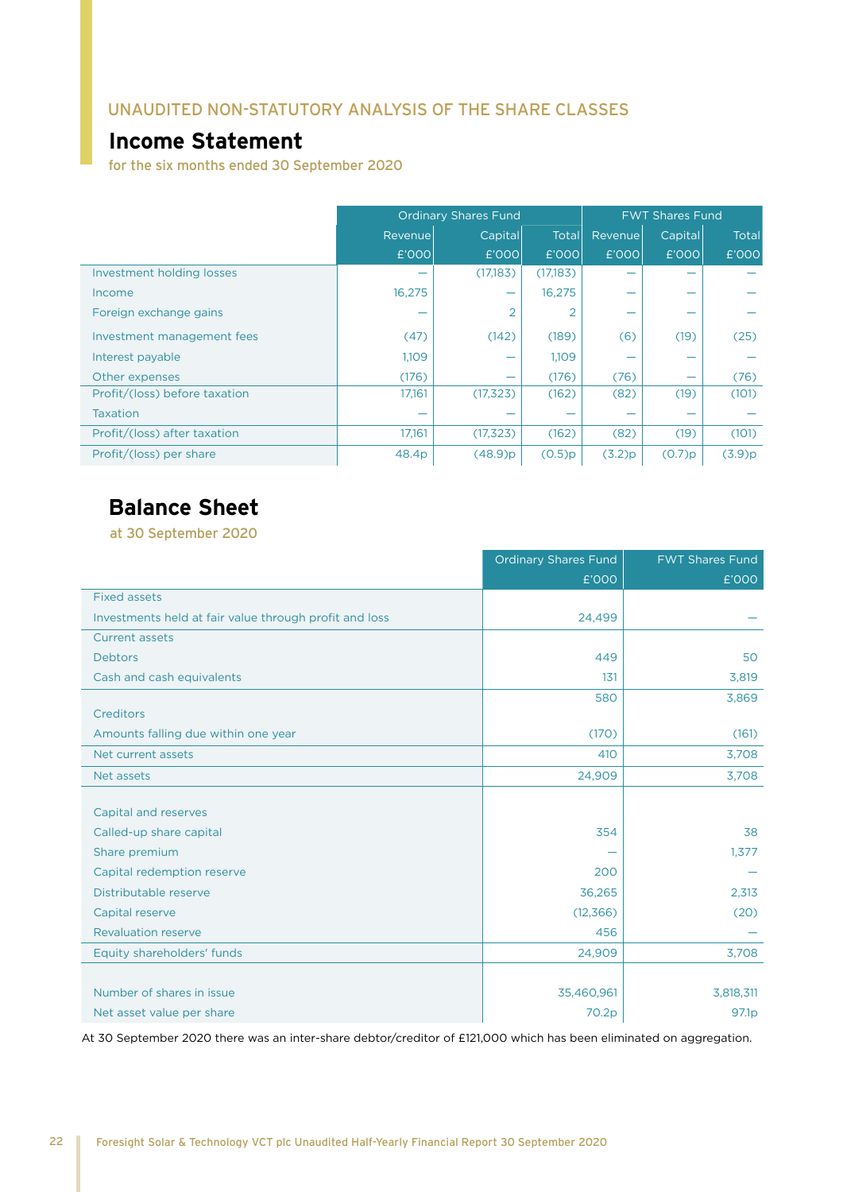UNAUDITED NON-STATUTORY ANALYSIS OF THE SHARE CLASSES

## Income Statement

for the six months ended 30 September 2020

| | Ordinary Shares Fund | | | FWT Shares Fund | | |
|---|---|---|---|---|---|---|
| | Revenue £'000 | Capital £'000 | Total £'000 | Revenue £'000 | Capital £'000 | Total £'000 |
| Investment holding losses | — | (17,183) | (17,183) | — | — | — |
| Income | 16,275 | — | 16,275 | — | — | — |
| Foreign exchange gains | — | 2 | 2 | — | — | — |
| Investment management fees | (47) | (142) | (189) | (6) | (19) | (25) |
| Interest payable | 1,109 | — | 1,109 | — | — | — |
| Other expenses | (176) | — | (176) | (76) | — | (76) |
| Profit/(loss) before taxation | 17,161 | (17,323) | (162) | (82) | (19) | (101) |
| Taxation | — | — | — | — | — | — |
| Profit/(loss) after taxation | 17,161 | (17,323) | (162) | (82) | (19) | (101) |
| Profit/(loss) per share | 48.4p | (48.9)p | (0.5)p | (3.2)p | (0.7)p | (3.9)p |

## Balance Sheet

at 30 September 2020

| | Ordinary Shares Fund £'000 | FWT Shares Fund £'000 |
|---|---|---|
| **Fixed assets** | | |
| Investments held at fair value through profit and loss | 24,499 | — |
| **Current assets** | | |
| Debtors | 449 | 50 |
| Cash and cash equivalents | 131 | 3,819 |
| | 580 | 3,869 |
| **Creditors** | | |
| Amounts falling due within one year | (170) | (161) |
| Net current assets | 410 | 3,708 |
| Net assets | 24,909 | 3,708 |
| **Capital and reserves** | | |
| Called-up share capital | 354 | 38 |
| Share premium | — | 1,377 |
| Capital redemption reserve | 200 | — |
| Distributable reserve | 36,265 | 2,313 |
| Capital reserve | (12,366) | (20) |
| Revaluation reserve | 456 | — |
| Equity shareholders' funds | 24,909 | 3,708 |
| Number of shares in issue | 35,460,961 | 3,818,311 |
| Net asset value per share | 70.2p | 97.1p |

At 30 September 2020 there was an inter-share debtor/creditor of £121,000 which has been eliminated on aggregation.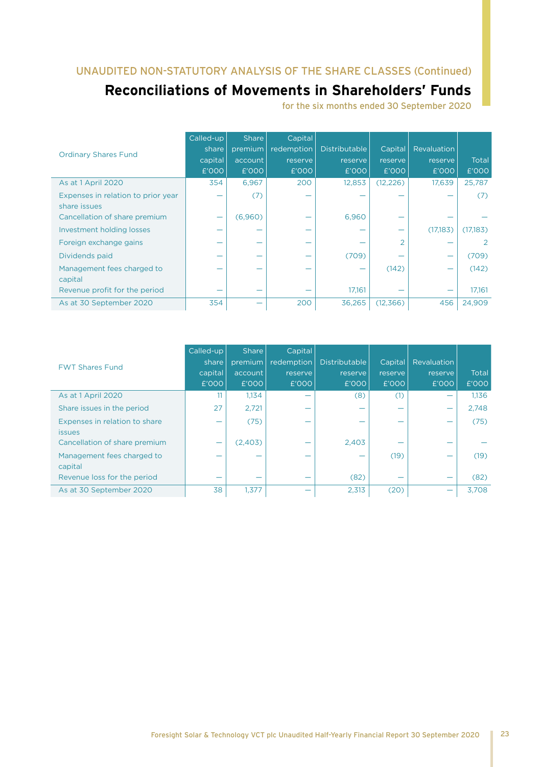## UNAUDITED NON-STATUTORY ANALYSIS OF THE SHARE CLASSES (Continued)

# Reconciliations of Movements in Shareholders' Funds

for the six months ended 30 September 2020

| Ordinary Shares Fund | Called-up share capital £'000 | Share premium account £'000 | Capital redemption reserve £'000 | Distributable reserve £'000 | Capital reserve £'000 | Revaluation reserve £'000 | Total £'000 |
|---|---|---|---|---|---|---|---|
| As at 1 April 2020 | 354 | 6,967 | 200 | 12,853 | (12,226) | 17,639 | 25,787 |
| Expenses in relation to prior year share issues | — | (7) | — | — | — | — | (7) |
| Cancellation of share premium | — | (6,960) | — | 6,960 | — | — | — |
| Investment holding losses | — | — | — | — | — | (17,183) | (17,183) |
| Foreign exchange gains | — | — | — | — | 2 | — | 2 |
| Dividends paid | — | — | — | (709) | — | — | (709) |
| Management fees charged to capital | — | — | — | — | (142) | — | (142) |
| Revenue profit for the period | — | — | — | 17,161 | — | — | 17,161 |
| As at 30 September 2020 | 354 | — | 200 | 36,265 | (12,366) | 456 | 24,909 |

| FWT Shares Fund | Called-up share capital £'000 | Share premium account £'000 | Capital redemption reserve £'000 | Distributable reserve £'000 | Capital reserve £'000 | Revaluation reserve £'000 | Total £'000 |
|---|---|---|---|---|---|---|---|
| As at 1 April 2020 | 11 | 1,134 | — | (8) | (1) | — | 1,136 |
| Share issues in the period | 27 | 2,721 | — | — | — | — | 2,748 |
| Expenses in relation to share issues | — | (75) | — | — | — | — | (75) |
| Cancellation of share premium | — | (2,403) | — | 2,403 | — | — | — |
| Management fees charged to capital | — | — | — | — | (19) | — | (19) |
| Revenue loss for the period | — | — | — | (82) | — | — | (82) |
| As at 30 September 2020 | 38 | 1,377 | — | 2,313 | (20) | — | 3,708 |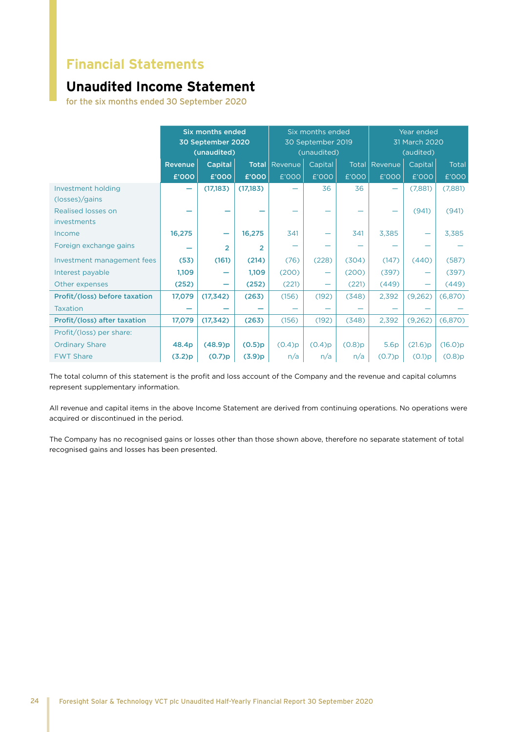# Financial Statements

## Unaudited Income Statement

for the six months ended 30 September 2020

| | Six months ended 30 September 2020 (unaudited) | | | Six months ended 30 September 2019 (unaudited) | | | Year ended 31 March 2020 (audited) | | |
|---|---|---|---|---|---|---|---|---|---|
| | **Revenue £'000** | **Capital £'000** | **Total £'000** | Revenue £'000 | Capital £'000 | Total £'000 | Revenue £'000 | Capital £'000 | Total £'000 |
| Investment holding (losses)/gains | **—** | **(17,183)** | **(17,183)** | — | 36 | 36 | — | (7,881) | (7,881) |
| Realised losses on investments | **—** | **—** | **—** | — | — | — | — | (941) | (941) |
| Income | **16,275** | **—** | **16,275** | 341 | — | 341 | 3,385 | — | 3,385 |
| Foreign exchange gains | **—** | **2** | **2** | — | — | — | — | — | — |
| Investment management fees | **(53)** | **(161)** | **(214)** | (76) | (228) | (304) | (147) | (440) | (587) |
| Interest payable | **1,109** | **—** | **1,109** | (200) | — | (200) | (397) | — | (397) |
| Other expenses | **(252)** | **—** | **(252)** | (221) | — | (221) | (449) | — | (449) |
| **Profit/(loss) before taxation** | **17,079** | **(17,342)** | **(263)** | (156) | (192) | (348) | 2,392 | (9,262) | (6,870) |
| Taxation | **—** | **—** | **—** | — | — | — | — | — | — |
| **Profit/(loss) after taxation** | **17,079** | **(17,342)** | **(263)** | (156) | (192) | (348) | 2,392 | (9,262) | (6,870) |
| Profit/(loss) per share: | | | | | | | | | |
| Ordinary Share | **48.4p** | **(48.9)p** | **(0.5)p** | (0.4)p | (0.4)p | (0.8)p | 5.6p | (21.6)p | (16.0)p |
| FWT Share | **(3.2)p** | **(0.7)p** | **(3.9)p** | n/a | n/a | n/a | (0.7)p | (0.1)p | (0.8)p |

The total column of this statement is the profit and loss account of the Company and the revenue and capital columns represent supplementary information.

All revenue and capital items in the above Income Statement are derived from continuing operations. No operations were acquired or discontinued in the period.

The Company has no recognised gains or losses other than those shown above, therefore no separate statement of total recognised gains and losses has been presented.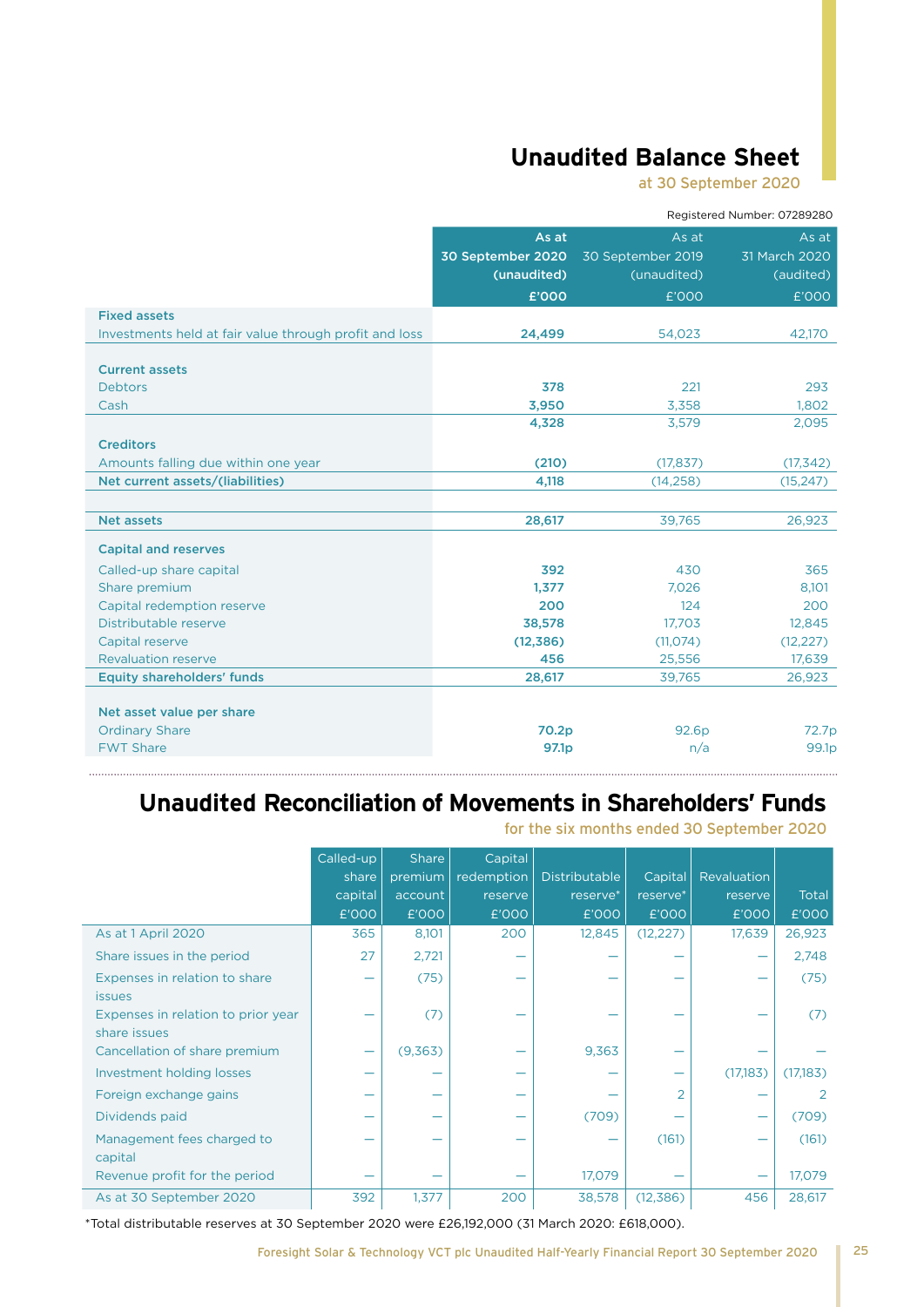# Unaudited Balance Sheet

at 30 September 2020

Registered Number: 07289280

| | As at 30 September 2020 (unaudited) £'000 | As at 30 September 2019 (unaudited) £'000 | As at 31 March 2020 (audited) £'000 |
|---|---|---|---|
| **Fixed assets** | | | |
| Investments held at fair value through profit and loss | **24,499** | 54,023 | 42,170 |
| **Current assets** | | | |
| Debtors | **378** | 221 | 293 |
| Cash | **3,950** | 3,358 | 1,802 |
| | **4,328** | 3,579 | 2,095 |
| **Creditors** | | | |
| Amounts falling due within one year | **(210)** | (17,837) | (17,342) |
| **Net current assets/(liabilities)** | **4,118** | (14,258) | (15,247) |
| **Net assets** | **28,617** | 39,765 | 26,923 |
| **Capital and reserves** | | | |
| Called-up share capital | **392** | 430 | 365 |
| Share premium | **1,377** | 7,026 | 8,101 |
| Capital redemption reserve | **200** | 124 | 200 |
| Distributable reserve | **38,578** | 17,703 | 12,845 |
| Capital reserve | **(12,386)** | (11,074) | (12,227) |
| Revaluation reserve | **456** | 25,556 | 17,639 |
| **Equity shareholders' funds** | **28,617** | 39,765 | 26,923 |
| **Net asset value per share** | | | |
| Ordinary Share | **70.2p** | 92.6p | 72.7p |
| FWT Share | **97.1p** | n/a | 99.1p |

# Unaudited Reconciliation of Movements in Shareholders' Funds

for the six months ended 30 September 2020

| | Called-up share capital £'000 | Share premium account £'000 | Capital redemption reserve £'000 | Distributable reserve* £'000 | Capital reserve* £'000 | Revaluation reserve £'000 | Total £'000 |
|---|---|---|---|---|---|---|---|
| As at 1 April 2020 | 365 | 8,101 | 200 | 12,845 | (12,227) | 17,639 | 26,923 |
| Share issues in the period | 27 | 2,721 | — | — | — | — | 2,748 |
| Expenses in relation to share issues | — | (75) | — | — | — | — | (75) |
| Expenses in relation to prior year share issues | — | (7) | — | — | — | — | (7) |
| Cancellation of share premium | — | (9,363) | — | 9,363 | — | — | — |
| Investment holding losses | — | — | — | — | — | (17,183) | (17,183) |
| Foreign exchange gains | — | — | — | — | 2 | — | 2 |
| Dividends paid | — | — | — | (709) | — | — | (709) |
| Management fees charged to capital | — | — | — | — | (161) | — | (161) |
| Revenue profit for the period | — | — | — | 17,079 | — | — | 17,079 |
| As at 30 September 2020 | 392 | 1,377 | 200 | 38,578 | (12,386) | 456 | 28,617 |

*Total distributable reserves at 30 September 2020 were £26,192,000 (31 March 2020: £618,000).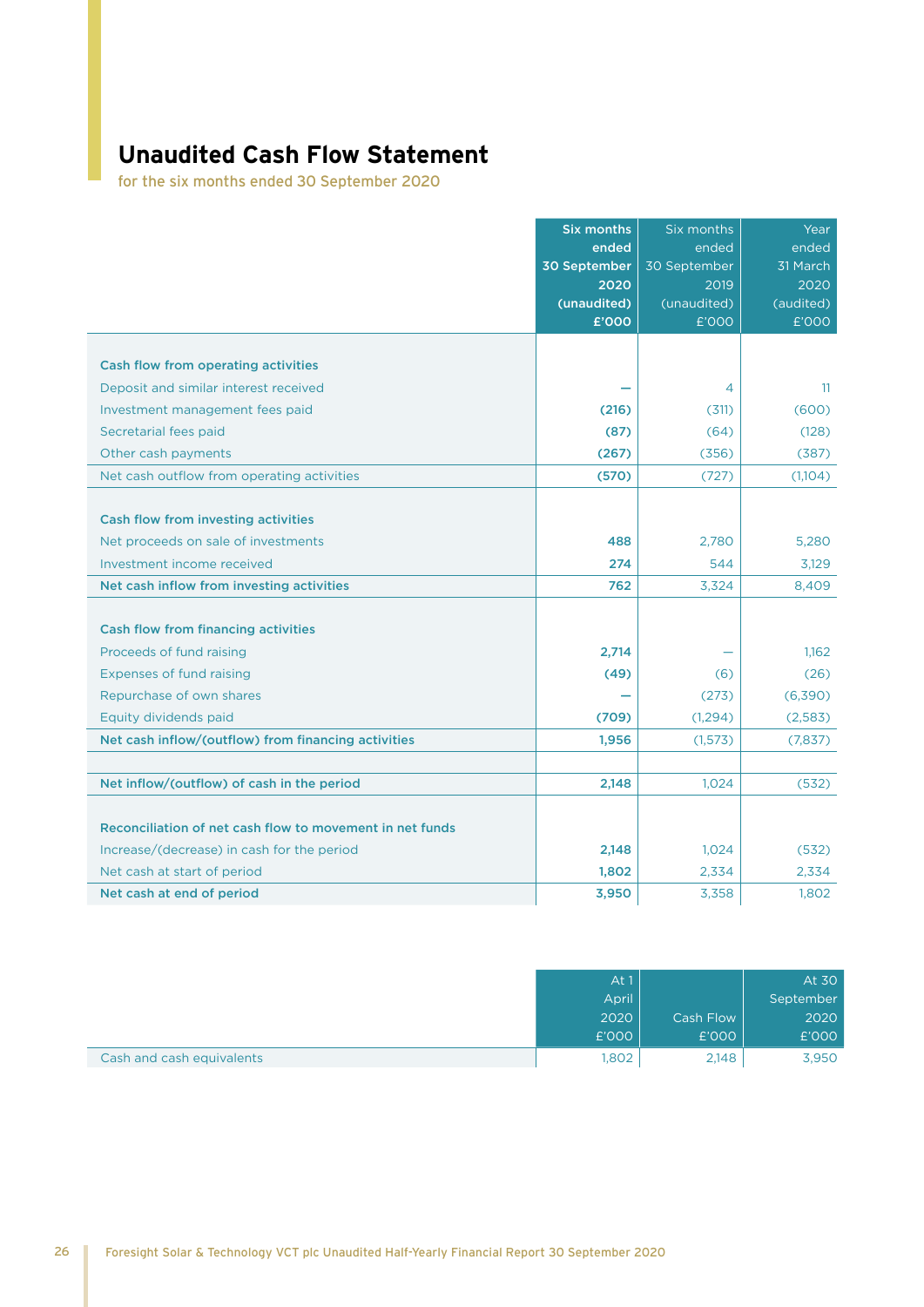# Unaudited Cash Flow Statement

for the six months ended 30 September 2020

| | Six months ended 30 September 2020 (unaudited) £'000 | Six months ended 30 September 2019 (unaudited) £'000 | Year ended 31 March 2020 (audited) £'000 |
|---|---|---|---|
| **Cash flow from operating activities** | | | |
| Deposit and similar interest received | **–** | 4 | 11 |
| Investment management fees paid | **(216)** | (311) | (600) |
| Secretarial fees paid | **(87)** | (64) | (128) |
| Other cash payments | **(267)** | (356) | (387) |
| Net cash outflow from operating activities | **(570)** | (727) | (1,104) |
| **Cash flow from investing activities** | | | |
| Net proceeds on sale of investments | **488** | 2,780 | 5,280 |
| Investment income received | **274** | 544 | 3,129 |
| **Net cash inflow from investing activities** | **762** | 3,324 | 8,409 |
| **Cash flow from financing activities** | | | |
| Proceeds of fund raising | **2,714** | – | 1,162 |
| Expenses of fund raising | **(49)** | (6) | (26) |
| Repurchase of own shares | **–** | (273) | (6,390) |
| Equity dividends paid | **(709)** | (1,294) | (2,583) |
| **Net cash inflow/(outflow) from financing activities** | **1,956** | (1,573) | (7,837) |
| **Net inflow/(outflow) of cash in the period** | **2,148** | 1,024 | (532) |
| **Reconciliation of net cash flow to movement in net funds** | | | |
| Increase/(decrease) in cash for the period | **2,148** | 1,024 | (532) |
| Net cash at start of period | **1,802** | 2,334 | 2,334 |
| **Net cash at end of period** | **3,950** | 3,358 | 1,802 |

| | At 1 April 2020 £'000 | Cash Flow £'000 | At 30 September 2020 £'000 |
|---|---|---|---|
| Cash and cash equivalents | 1,802 | 2,148 | 3,950 |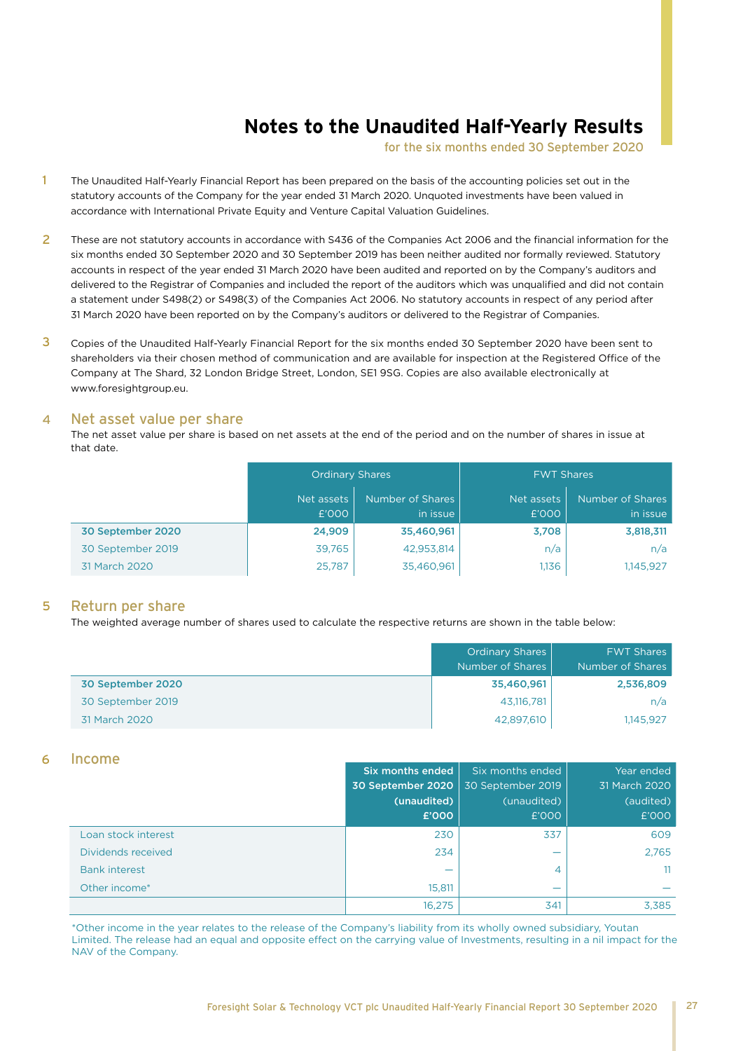# Notes to the Unaudited Half-Yearly Results

for the six months ended 30 September 2020

1. The Unaudited Half-Yearly Financial Report has been prepared on the basis of the accounting policies set out in the statutory accounts of the Company for the year ended 31 March 2020. Unquoted investments have been valued in accordance with International Private Equity and Venture Capital Valuation Guidelines.

2. These are not statutory accounts in accordance with S436 of the Companies Act 2006 and the financial information for the six months ended 30 September 2020 and 30 September 2019 has been neither audited nor formally reviewed. Statutory accounts in respect of the year ended 31 March 2020 have been audited and reported on by the Company's auditors and delivered to the Registrar of Companies and included the report of the auditors which was unqualified and did not contain a statement under S498(2) or S498(3) of the Companies Act 2006. No statutory accounts in respect of any period after 31 March 2020 have been reported on by the Company's auditors or delivered to the Registrar of Companies.

3. Copies of the Unaudited Half-Yearly Financial Report for the six months ended 30 September 2020 have been sent to shareholders via their chosen method of communication and are available for inspection at the Registered Office of the Company at The Shard, 32 London Bridge Street, London, SE1 9SG. Copies are also available electronically at www.foresightgroup.eu.

## 4 Net asset value per share

The net asset value per share is based on net assets at the end of the period and on the number of shares in issue at that date.

| | Ordinary Shares | | FWT Shares | |
|---|---|---|---|---|
| | Net assets £'000 | Number of Shares in issue | Net assets £'000 | Number of Shares in issue |
| **30 September 2020** | **24,909** | **35,460,961** | **3,708** | **3,818,311** |
| 30 September 2019 | 39,765 | 42,953,814 | n/a | n/a |
| 31 March 2020 | 25,787 | 35,460,961 | 1,136 | 1,145,927 |

## 5 Return per share

The weighted average number of shares used to calculate the respective returns are shown in the table below:

| | Ordinary Shares Number of Shares | FWT Shares Number of Shares |
|---|---|---|
| **30 September 2020** | **35,460,961** | **2,536,809** |
| 30 September 2019 | 43,116,781 | n/a |
| 31 March 2020 | 42,897,610 | 1,145,927 |

## 6 Income

| | **Six months ended 30 September 2020 (unaudited) £'000** | Six months ended 30 September 2019 (unaudited) £'000 | Year ended 31 March 2020 (audited) £'000 |
|---|---|---|---|
| Loan stock interest | 230 | 337 | 609 |
| Dividends received | 234 | — | 2,765 |
| Bank interest | — | 4 | 11 |
| Other income* | 15,811 | — | — |
| | 16,275 | 341 | 3,385 |

*Other income in the year relates to the release of the Company's liability from its wholly owned subsidiary, Youtan Limited. The release had an equal and opposite effect on the carrying value of Investments, resulting in a nil impact for the NAV of the Company.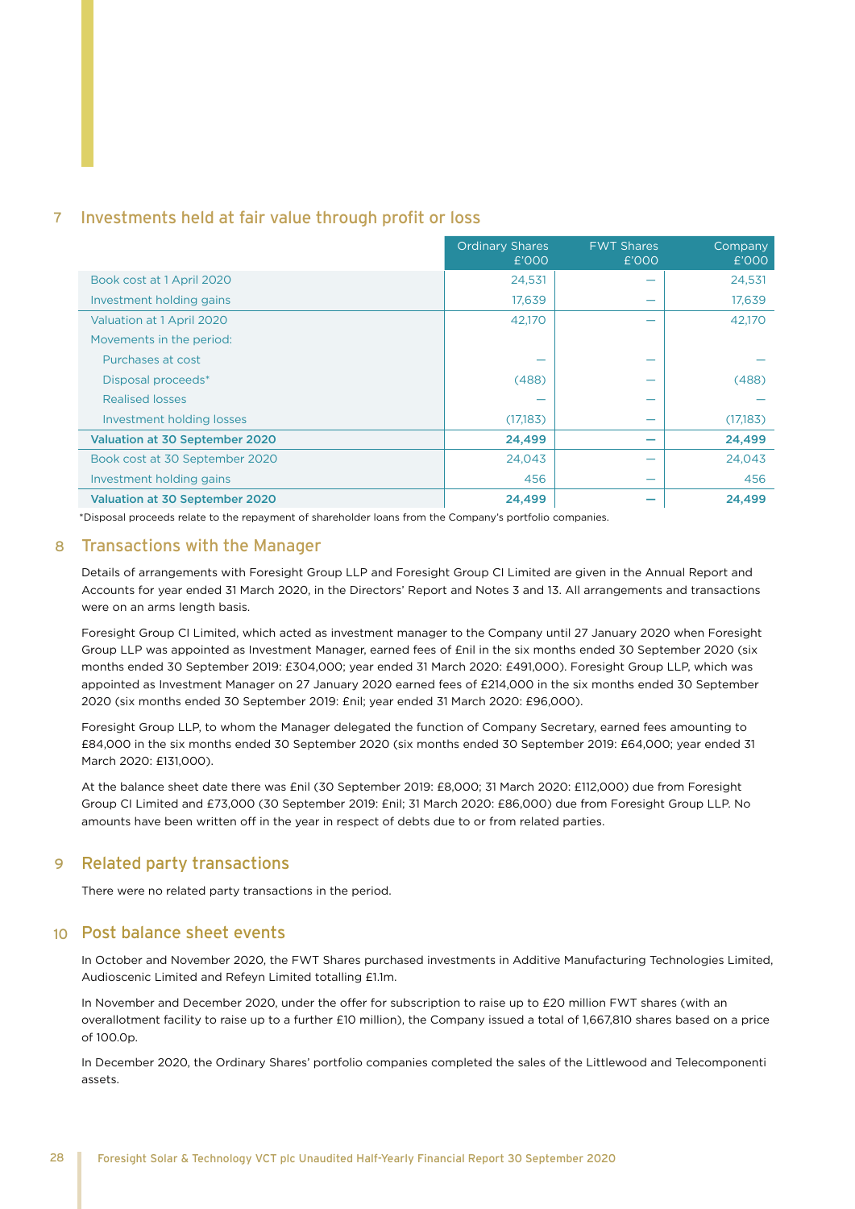## 7 Investments held at fair value through profit or loss

| | Ordinary Shares £'000 | FWT Shares £'000 | Company £'000 |
|---|---|---|---|
| Book cost at 1 April 2020 | 24,531 | — | 24,531 |
| Investment holding gains | 17,639 | — | 17,639 |
| Valuation at 1 April 2020 | 42,170 | — | 42,170 |
| Movements in the period: | | | |
| Purchases at cost | — | — | — |
| Disposal proceeds* | (488) | — | (488) |
| Realised losses | — | — | — |
| Investment holding losses | (17,183) | — | (17,183) |
| **Valuation at 30 September 2020** | **24,499** | **—** | **24,499** |
| Book cost at 30 September 2020 | 24,043 | — | 24,043 |
| Investment holding gains | 456 | — | 456 |
| **Valuation at 30 September 2020** | **24,499** | **—** | **24,499** |

*Disposal proceeds relate to the repayment of shareholder loans from the Company's portfolio companies.

## 8 Transactions with the Manager

Details of arrangements with Foresight Group LLP and Foresight Group CI Limited are given in the Annual Report and Accounts for year ended 31 March 2020, in the Directors' Report and Notes 3 and 13. All arrangements and transactions were on an arms length basis.

Foresight Group CI Limited, which acted as investment manager to the Company until 27 January 2020 when Foresight Group LLP was appointed as Investment Manager, earned fees of £nil in the six months ended 30 September 2020 (six months ended 30 September 2019: £304,000; year ended 31 March 2020: £491,000). Foresight Group LLP, which was appointed as Investment Manager on 27 January 2020 earned fees of £214,000 in the six months ended 30 September 2020 (six months ended 30 September 2019: £nil; year ended 31 March 2020: £96,000).

Foresight Group LLP, to whom the Manager delegated the function of Company Secretary, earned fees amounting to £84,000 in the six months ended 30 September 2020 (six months ended 30 September 2019: £64,000; year ended 31 March 2020: £131,000).

At the balance sheet date there was £nil (30 September 2019: £8,000; 31 March 2020: £112,000) due from Foresight Group CI Limited and £73,000 (30 September 2019: £nil; 31 March 2020: £86,000) due from Foresight Group LLP. No amounts have been written off in the year in respect of debts due to or from related parties.

## 9 Related party transactions

There were no related party transactions in the period.

## 10 Post balance sheet events

In October and November 2020, the FWT Shares purchased investments in Additive Manufacturing Technologies Limited, Audioscenic Limited and Refeyn Limited totalling £1.1m.

In November and December 2020, under the offer for subscription to raise up to £20 million FWT shares (with an overallotment facility to raise up to a further £10 million), the Company issued a total of 1,667,810 shares based on a price of 100.0p.

In December 2020, the Ordinary Shares' portfolio companies completed the sales of the Littlewood and Telecomponenti assets.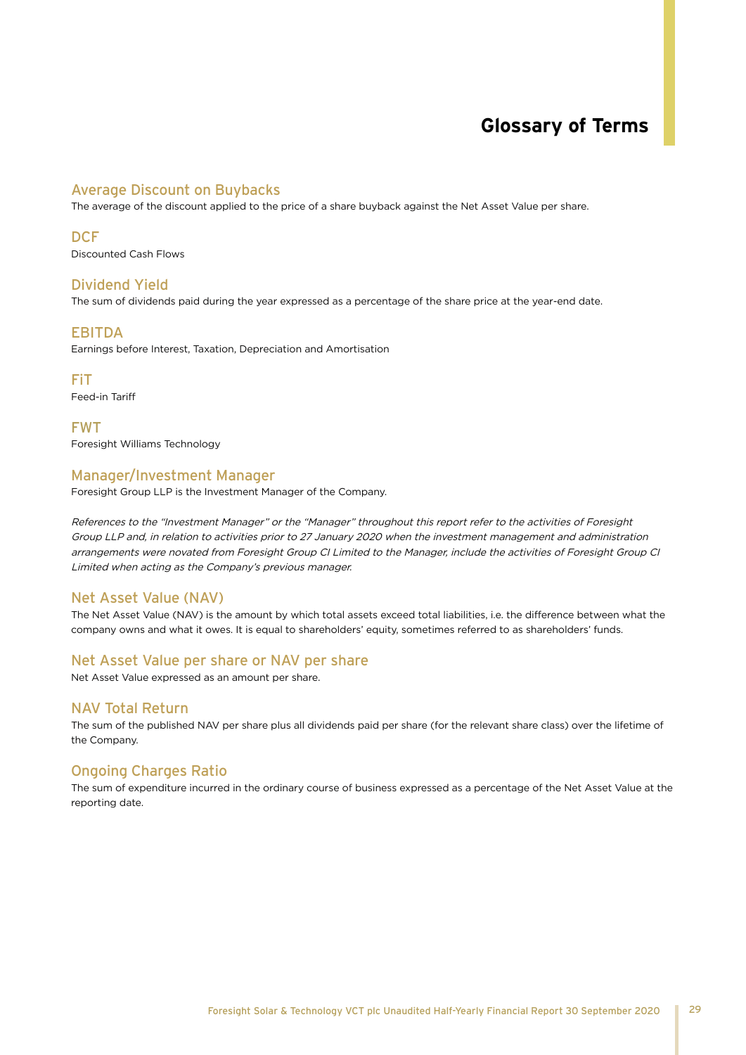# Glossary of Terms

## Average Discount on Buybacks

The average of the discount applied to the price of a share buyback against the Net Asset Value per share.

## DCF

Discounted Cash Flows

## Dividend Yield

The sum of dividends paid during the year expressed as a percentage of the share price at the year-end date.

## EBITDA

Earnings before Interest, Taxation, Depreciation and Amortisation

## FiT

Feed-in Tariff

## FWT

Foresight Williams Technology

## Manager/Investment Manager

Foresight Group LLP is the Investment Manager of the Company.

*References to the "Investment Manager" or the "Manager" throughout this report refer to the activities of Foresight Group LLP and, in relation to activities prior to 27 January 2020 when the investment management and administration arrangements were novated from Foresight Group CI Limited to the Manager, include the activities of Foresight Group CI Limited when acting as the Company's previous manager.*

## Net Asset Value (NAV)

The Net Asset Value (NAV) is the amount by which total assets exceed total liabilities, i.e. the difference between what the company owns and what it owes. It is equal to shareholders' equity, sometimes referred to as shareholders' funds.

## Net Asset Value per share or NAV per share

Net Asset Value expressed as an amount per share.

## NAV Total Return

The sum of the published NAV per share plus all dividends paid per share (for the relevant share class) over the lifetime of the Company.

## Ongoing Charges Ratio

The sum of expenditure incurred in the ordinary course of business expressed as a percentage of the Net Asset Value at the reporting date.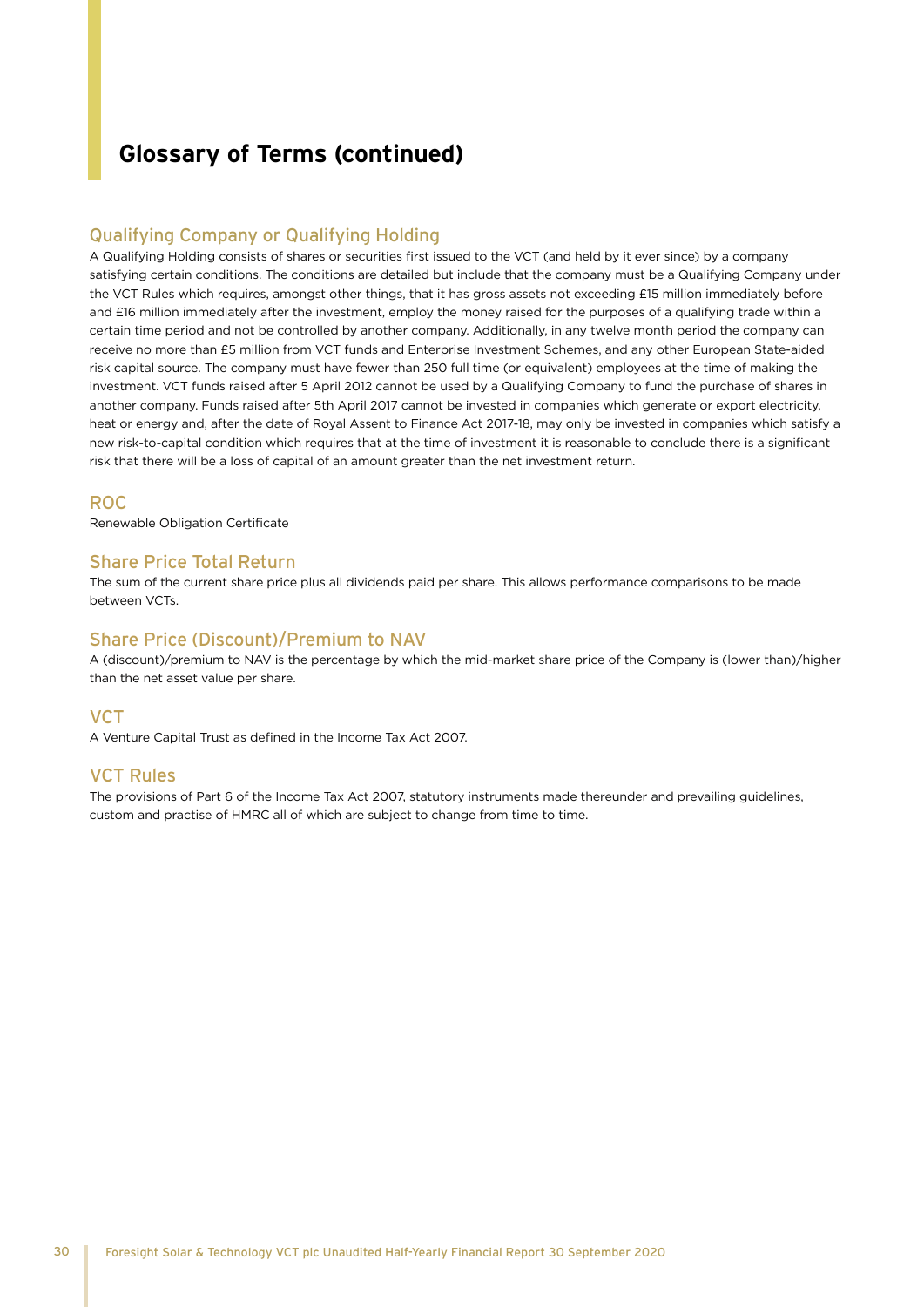# Glossary of Terms (continued)

## Qualifying Company or Qualifying Holding

A Qualifying Holding consists of shares or securities first issued to the VCT (and held by it ever since) by a company satisfying certain conditions. The conditions are detailed but include that the company must be a Qualifying Company under the VCT Rules which requires, amongst other things, that it has gross assets not exceeding £15 million immediately before and £16 million immediately after the investment, employ the money raised for the purposes of a qualifying trade within a certain time period and not be controlled by another company. Additionally, in any twelve month period the company can receive no more than £5 million from VCT funds and Enterprise Investment Schemes, and any other European State-aided risk capital source. The company must have fewer than 250 full time (or equivalent) employees at the time of making the investment. VCT funds raised after 5 April 2012 cannot be used by a Qualifying Company to fund the purchase of shares in another company. Funds raised after 5th April 2017 cannot be invested in companies which generate or export electricity, heat or energy and, after the date of Royal Assent to Finance Act 2017-18, may only be invested in companies which satisfy a new risk-to-capital condition which requires that at the time of investment it is reasonable to conclude there is a significant risk that there will be a loss of capital of an amount greater than the net investment return.

## ROC

Renewable Obligation Certificate

## Share Price Total Return

The sum of the current share price plus all dividends paid per share. This allows performance comparisons to be made between VCTs.

## Share Price (Discount)/Premium to NAV

A (discount)/premium to NAV is the percentage by which the mid-market share price of the Company is (lower than)/higher than the net asset value per share.

## VCT

A Venture Capital Trust as defined in the Income Tax Act 2007.

## VCT Rules

The provisions of Part 6 of the Income Tax Act 2007, statutory instruments made thereunder and prevailing guidelines, custom and practise of HMRC all of which are subject to change from time to time.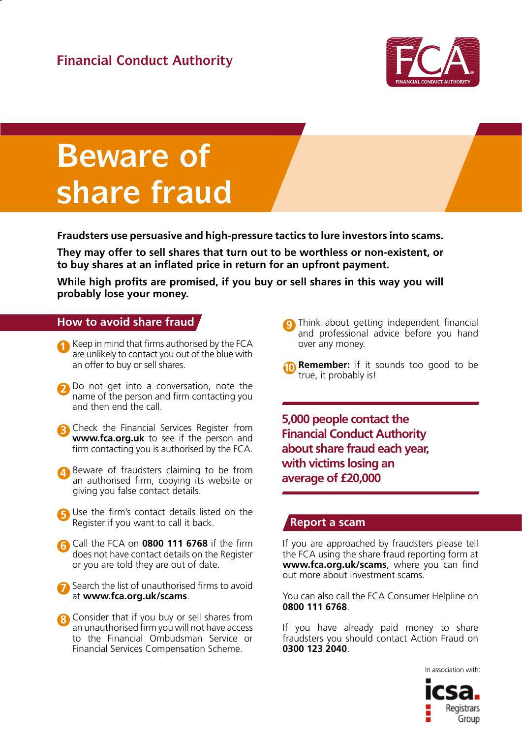Financial Conduct Authority

# Beware of share fraud

**Fraudsters use persuasive and high-pressure tactics to lure investors into scams.**

**They may offer to sell shares that turn out to be worthless or non-existent, or to buy shares at an inflated price in return for an upfront payment.**

**While high profits are promised, if you buy or sell shares in this way you will probably lose your money.**

## How to avoid share fraud

1. Keep in mind that firms authorised by the FCA are unlikely to contact you out of the blue with an offer to buy or sell shares.
2. Do not get into a conversation, note the name of the person and firm contacting you and then end the call.
3. Check the Financial Services Register from **www.fca.org.uk** to see if the person and firm contacting you is authorised by the FCA.
4. Beware of fraudsters claiming to be from an authorised firm, copying its website or giving you false contact details.
5. Use the firm's contact details listed on the Register if you want to call it back.
6. Call the FCA on **0800 111 6768** if the firm does not have contact details on the Register or you are told they are out of date.
7. Search the list of unauthorised firms to avoid at **www.fca.org.uk/scams**.
8. Consider that if you buy or sell shares from an unauthorised firm you will not have access to the Financial Ombudsman Service or Financial Services Compensation Scheme.
9. Think about getting independent financial and professional advice before you hand over any money.
10. **Remember:** if it sounds too good to be true, it probably is!

**5,000 people contact the Financial Conduct Authority about share fraud each year, with victims losing an average of £20,000**

## Report a scam

If you are approached by fraudsters please tell the FCA using the share fraud reporting form at **www.fca.org.uk/scams**, where you can find out more about investment scams.

You can also call the FCA Consumer Helpline on **0800 111 6768**.

If you have already paid money to share fraudsters you should contact Action Fraud on **0300 123 2040**.

In association with: icsa Registrars Group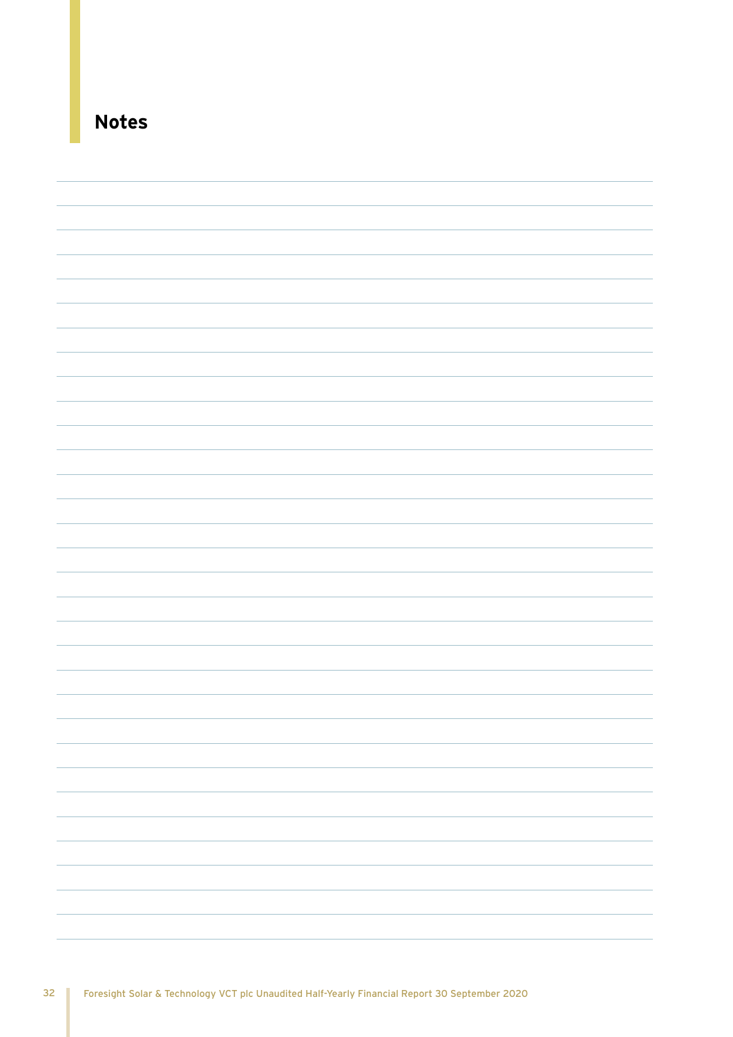# Notes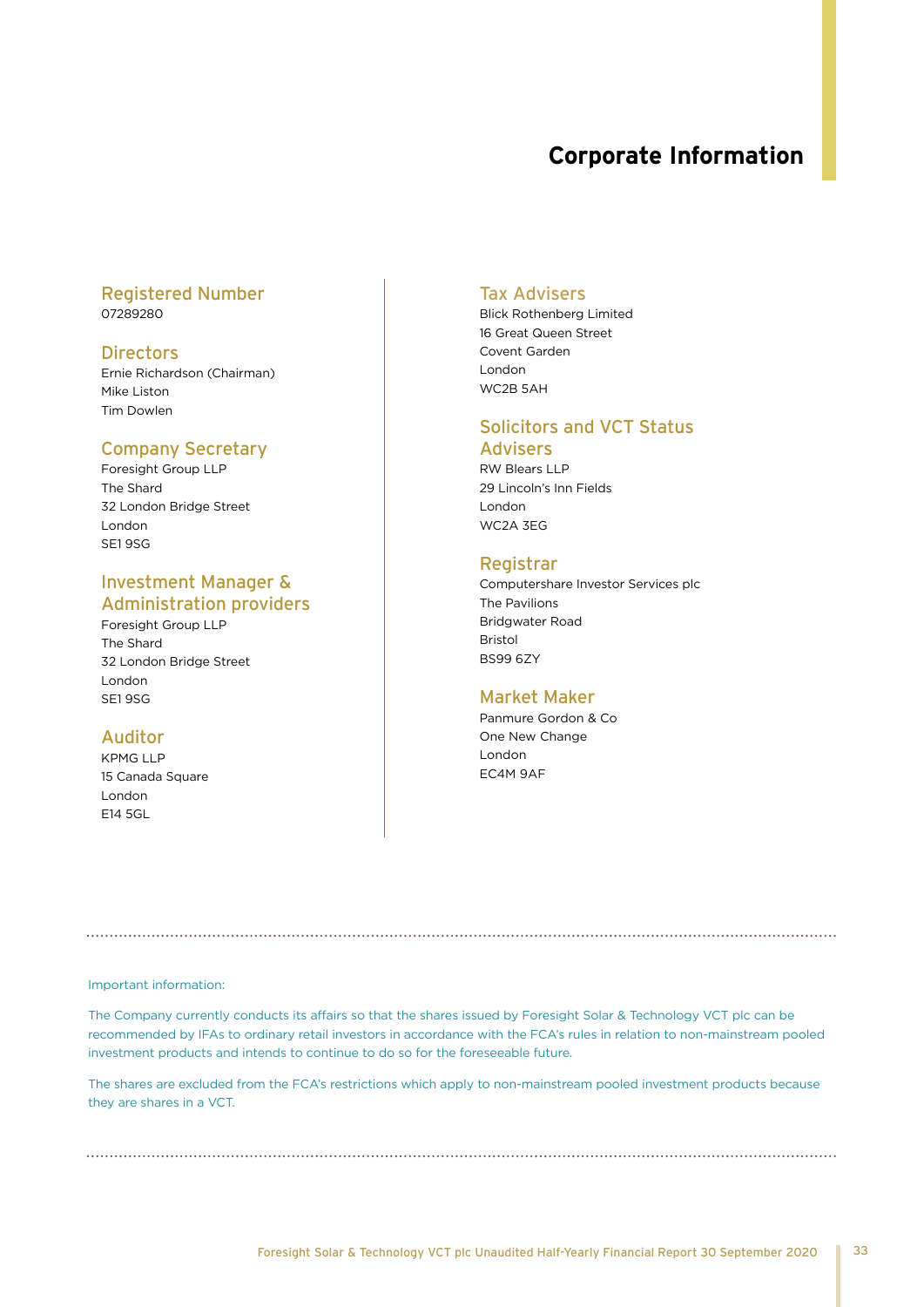# Corporate Information

## Registered Number
07289280

## Directors
Ernie Richardson (Chairman)
Mike Liston
Tim Dowlen

## Company Secretary
Foresight Group LLP
The Shard
32 London Bridge Street
London
SE1 9SG

## Investment Manager & Administration providers
Foresight Group LLP
The Shard
32 London Bridge Street
London
SE1 9SG

## Auditor
KPMG LLP
15 Canada Square
London
E14 5GL

## Tax Advisers
Blick Rothenberg Limited
16 Great Queen Street
Covent Garden
London
WC2B 5AH

## Solicitors and VCT Status Advisers
RW Blears LLP
29 Lincoln's Inn Fields
London
WC2A 3EG

## Registrar
Computershare Investor Services plc
The Pavilions
Bridgwater Road
Bristol
BS99 6ZY

## Market Maker
Panmure Gordon & Co
One New Change
London
EC4M 9AF

---

Important information:

The Company currently conducts its affairs so that the shares issued by Foresight Solar & Technology VCT plc can be recommended by IFAs to ordinary retail investors in accordance with the FCA's rules in relation to non-mainstream pooled investment products and intends to continue to do so for the foreseeable future.

The shares are excluded from the FCA's restrictions which apply to non-mainstream pooled investment products because they are shares in a VCT.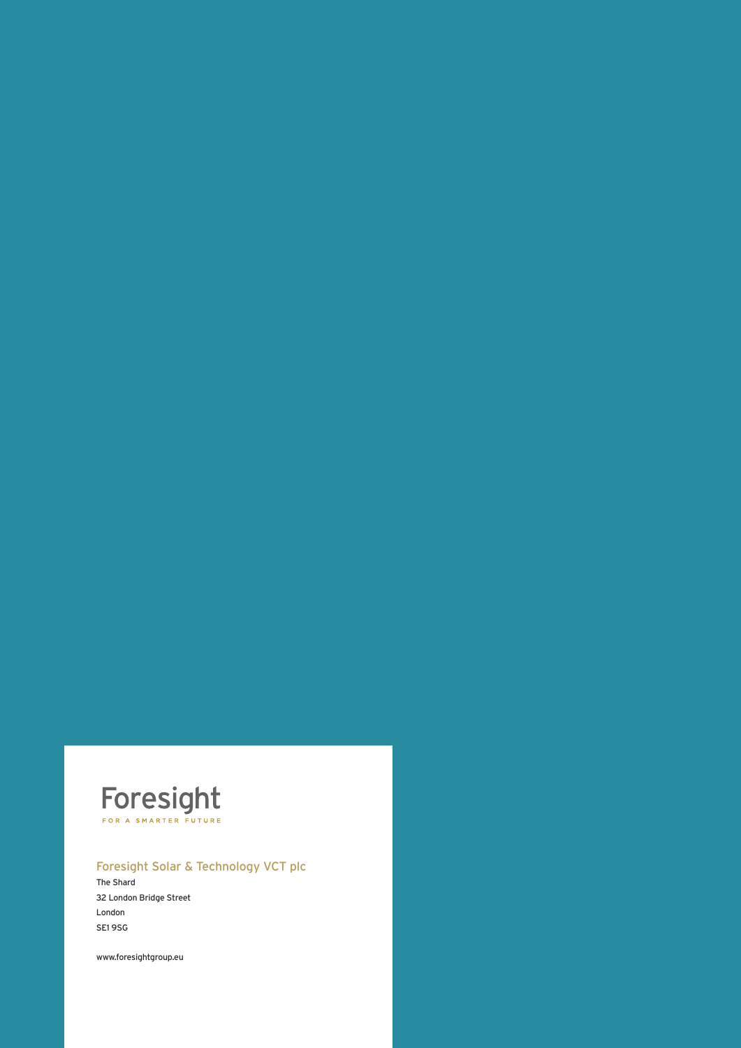Foresight

FOR A SMARTER FUTURE

**Foresight Solar & Technology VCT plc**

The Shard
32 London Bridge Street
London
SE1 9SG

www.foresightgroup.eu